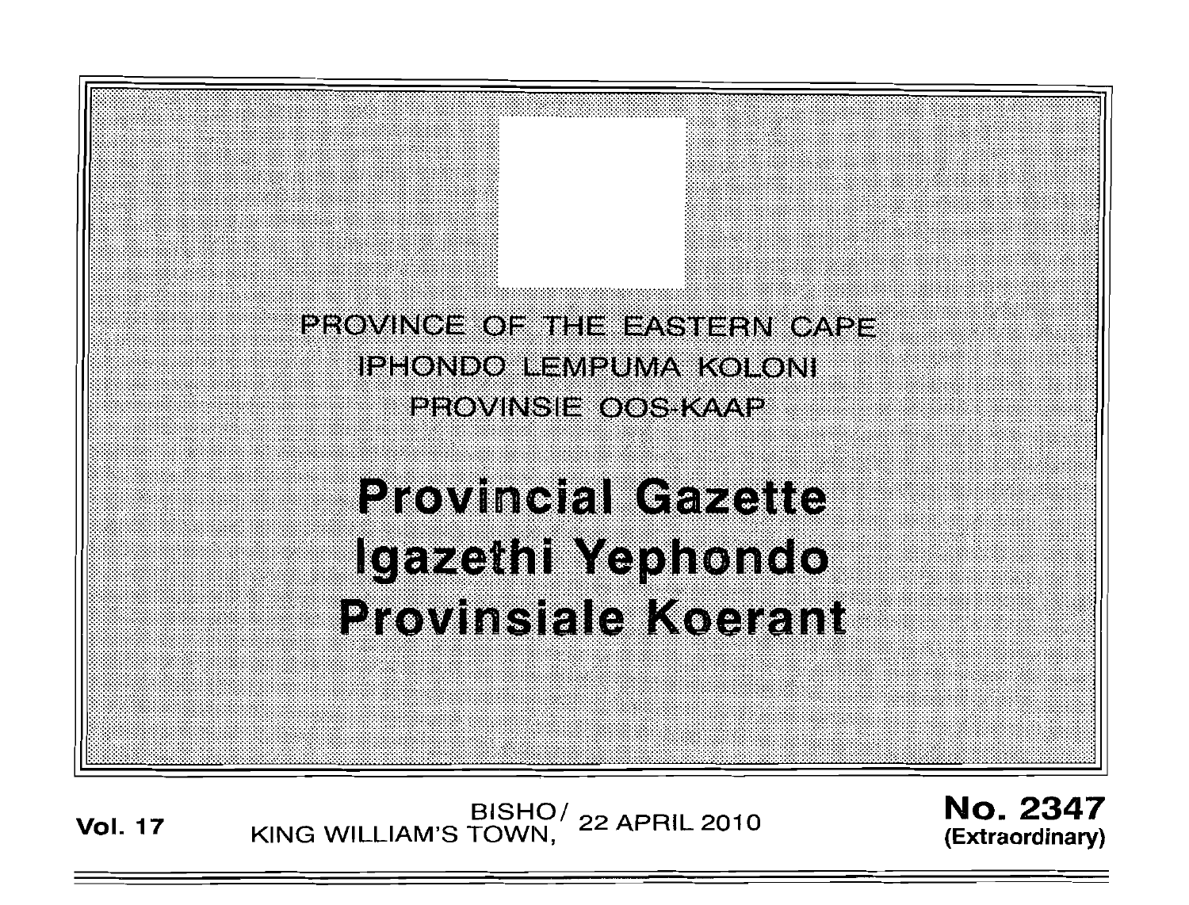PROVINCE OF THE EASTERN CAPE

IPHONDO LEMPUMA KOLONI

PROVINSIE OOS-KAAP

# Provincial Gazette
# Igazethi Yephondo
# Provinsiale Koerant

**Vol. 17** BISHO/KING WILLIAM'S TOWN, 22 APRIL 2010 **No. 2347 (Extraordinary)**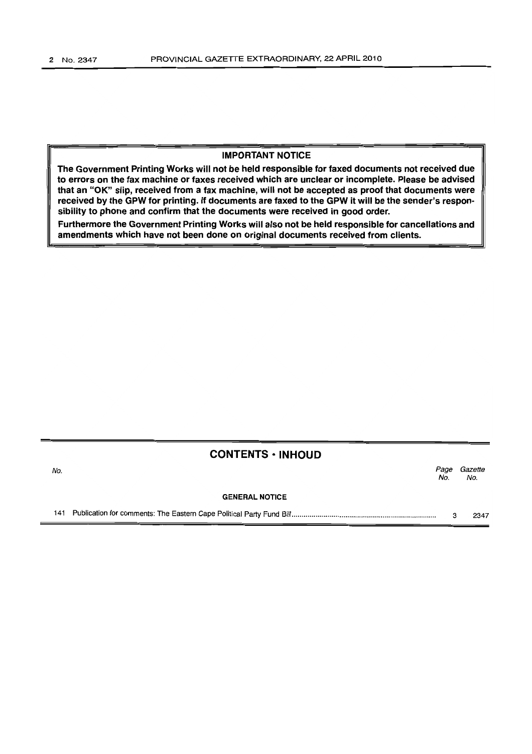**IMPORTANT NOTICE**

**The Government Printing Works will not be held responsible for faxed documents not received due to errors on the fax machine or faxes received which are unclear or incomplete. Please be advised that an "OK" slip, received from a fax machine, will not be accepted as proof that documents were received by the GPW for printing. If documents are faxed to the GPW it will be the sender's responsibility to phone and confirm that the documents were received in good order.**

**Furthermore the Government Printing Works will also not be held responsible for cancellations and amendments which have not been done on original documents received from clients.**

## CONTENTS • INHOUD

| *No.* | | *Page No.* | *Gazette No.* |
|---|---|---|---|
| | **GENERAL NOTICE** | | |
| 141 | Publication for comments: The Eastern Cape Political Party Fund Bill | 3 | 2347 |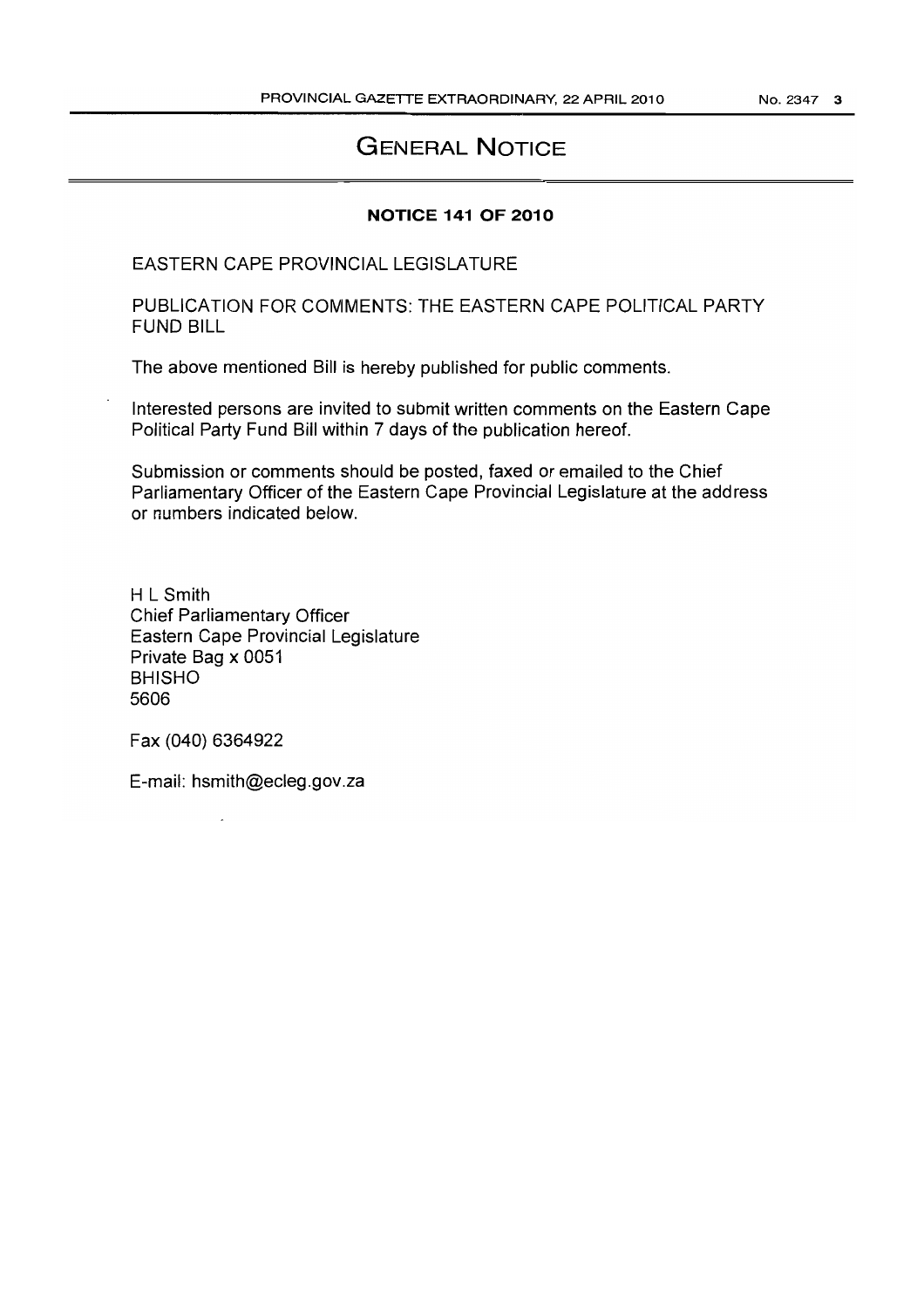# GENERAL NOTICE

**NOTICE 141 OF 2010**

EASTERN CAPE PROVINCIAL LEGISLATURE

PUBLICATION FOR COMMENTS: THE EASTERN CAPE POLITICAL PARTY FUND BILL

The above mentioned Bill is hereby published for public comments.

Interested persons are invited to submit written comments on the Eastern Cape Political Party Fund Bill within 7 days of the publication hereof.

Submission or comments should be posted, faxed or emailed to the Chief Parliamentary Officer of the Eastern Cape Provincial Legislature at the address or numbers indicated below.

H L Smith
Chief Parliamentary Officer
Eastern Cape Provincial Legislature
Private Bag x 0051
BHISHO
5606

Fax (040) 6364922

E-mail: hsmith@ecleg.gov.za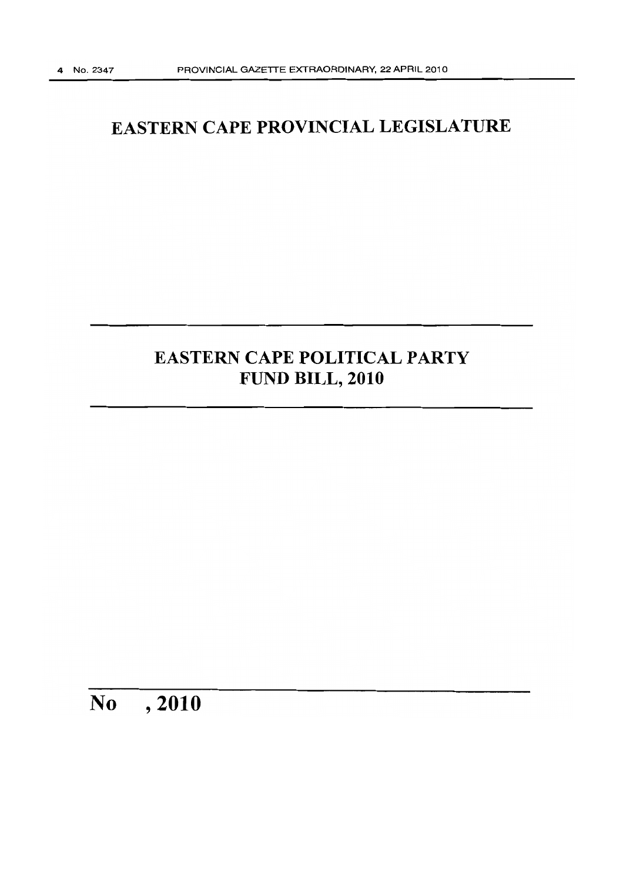# EASTERN CAPE PROVINCIAL LEGISLATURE

---

## EASTERN CAPE POLITICAL PARTY FUND BILL, 2010

---

**No , 2010**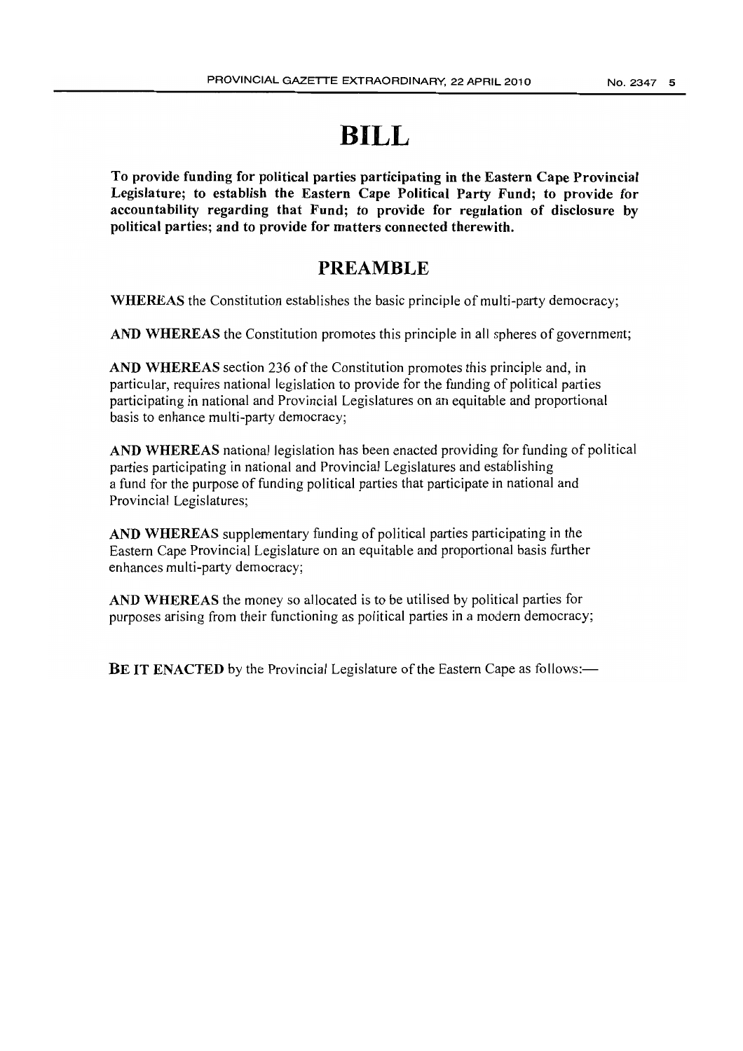# BILL

**To provide funding for political parties participating in the Eastern Cape Provincial Legislature; to establish the Eastern Cape Political Party Fund; to provide for accountability regarding that Fund; to provide for regulation of disclosure by political parties; and to provide for matters connected therewith.**

## PREAMBLE

**WHEREAS** the Constitution establishes the basic principle of multi-party democracy;

**AND WHEREAS** the Constitution promotes this principle in all spheres of government;

**AND WHEREAS** section 236 of the Constitution promotes this principle and, in particular, requires national legislation to provide for the funding of political parties participating in national and Provincial Legislatures on an equitable and proportional basis to enhance multi-party democracy;

**AND WHEREAS** national legislation has been enacted providing for funding of political parties participating in national and Provincial Legislatures and establishing a fund for the purpose of funding political parties that participate in national and Provincial Legislatures;

**AND WHEREAS** supplementary funding of political parties participating in the Eastern Cape Provincial Legislature on an equitable and proportional basis further enhances multi-party democracy;

**AND WHEREAS** the money so allocated is to be utilised by political parties for purposes arising from their functioning as political parties in a modern democracy;

**BE IT ENACTED** by the Provincial Legislature of the Eastern Cape as follows:—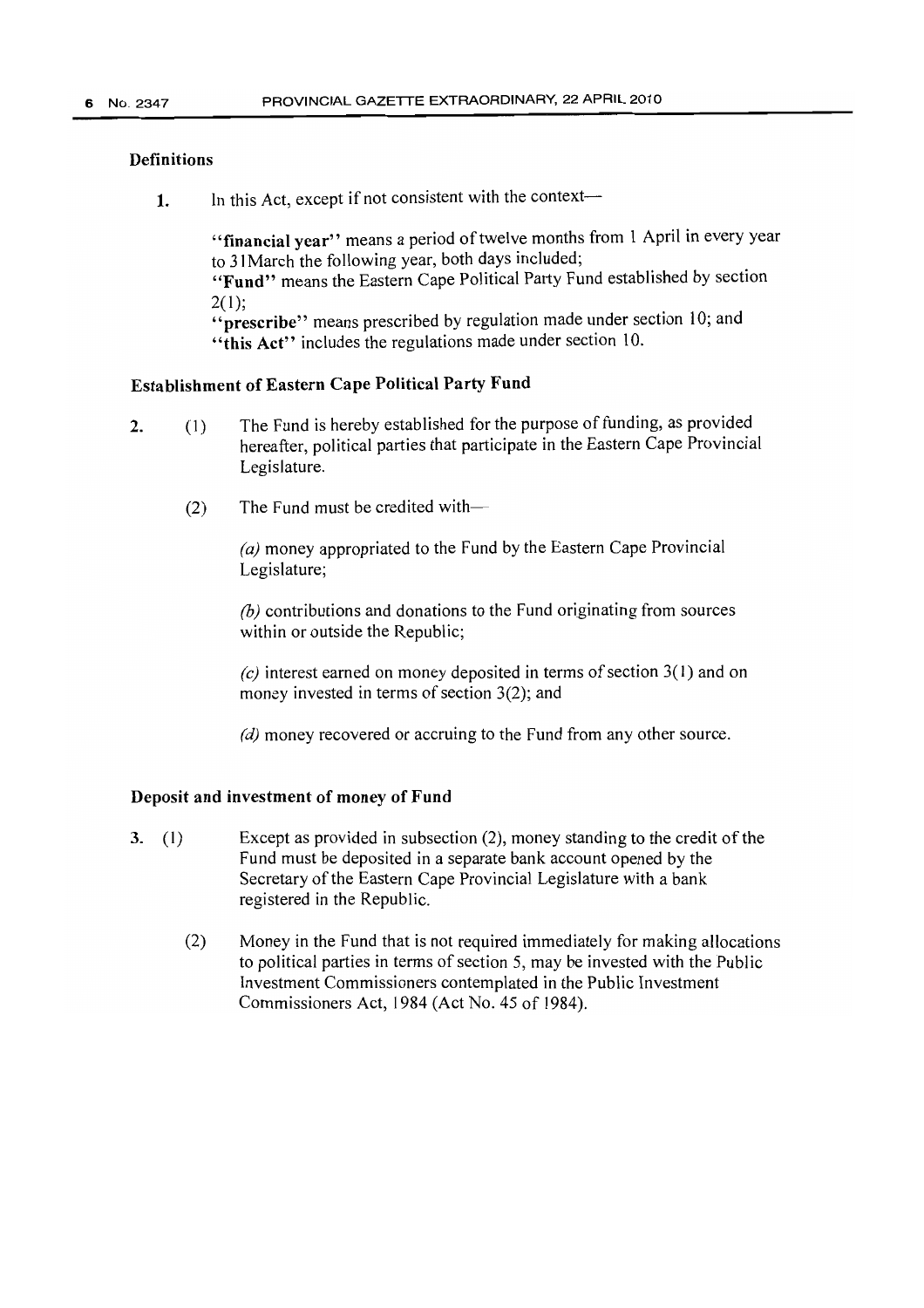## Definitions

**1.** In this Act, except if not consistent with the context—

"**financial year**" means a period of twelve months from 1 April in every year to 31March the following year, both days included;
"**Fund**" means the Eastern Cape Political Party Fund established by section 2(1);
"**prescribe**" means prescribed by regulation made under section 10; and
"**this Act**" includes the regulations made under section 10.

## Establishment of Eastern Cape Political Party Fund

**2.** (1) The Fund is hereby established for the purpose of funding, as provided hereafter, political parties that participate in the Eastern Cape Provincial Legislature.

(2) The Fund must be credited with—

*(a)* money appropriated to the Fund by the Eastern Cape Provincial Legislature;

*(b)* contributions and donations to the Fund originating from sources within or outside the Republic;

*(c)* interest earned on money deposited in terms of section 3(1) and on money invested in terms of section 3(2); and

*(d)* money recovered or accruing to the Fund from any other source.

## Deposit and investment of money of Fund

**3.** (1) Except as provided in subsection (2), money standing to the credit of the Fund must be deposited in a separate bank account opened by the Secretary of the Eastern Cape Provincial Legislature with a bank registered in the Republic.

(2) Money in the Fund that is not required immediately for making allocations to political parties in terms of section 5, may be invested with the Public Investment Commissioners contemplated in the Public Investment Commissioners Act, 1984 (Act No. 45 of 1984).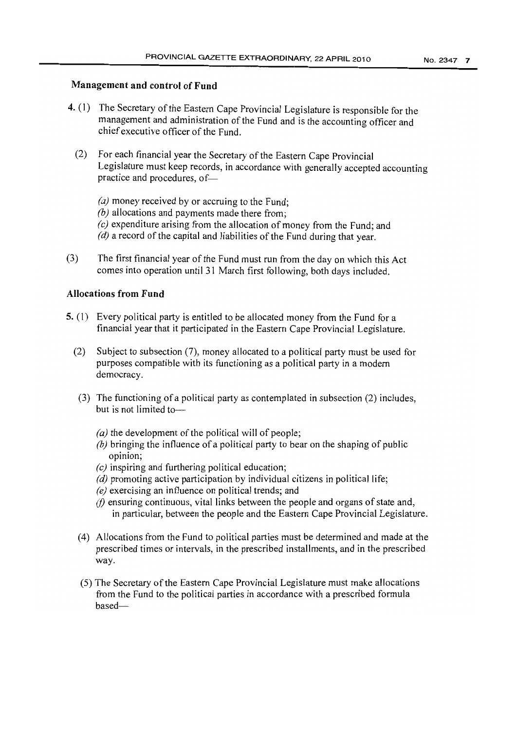## Management and control of Fund

**4.** (1) The Secretary of the Eastern Cape Provincial Legislature is responsible for the management and administration of the Fund and is the accounting officer and chief executive officer of the Fund.

(2) For each financial year the Secretary of the Eastern Cape Provincial Legislature must keep records, in accordance with generally accepted accounting practice and procedures, of—

*(a)* money received by or accruing to the Fund;
*(b)* allocations and payments made there from;
*(c)* expenditure arising from the allocation of money from the Fund; and
*(d)* a record of the capital and liabilities of the Fund during that year.

(3) The first financial year of the Fund must run from the day on which this Act comes into operation until 31 March first following, both days included.

## Allocations from Fund

**5.** (1) Every political party is entitled to be allocated money from the Fund for a financial year that it participated in the Eastern Cape Provincial Legislature.

(2) Subject to subsection (7), money allocated to a political party must be used for purposes compatible with its functioning as a political party in a modern democracy.

(3) The functioning of a political party as contemplated in subsection (2) includes, but is not limited to—

*(a)* the development of the political will of people;
*(b)* bringing the influence of a political party to bear on the shaping of public opinion;
*(c)* inspiring and furthering political education;
*(d)* promoting active participation by individual citizens in political life;
*(e)* exercising an influence on political trends; and
*(f)* ensuring continuous, vital links between the people and organs of state and, in particular, between the people and the Eastern Cape Provincial Legislature.

(4) Allocations from the Fund to political parties must be determined and made at the prescribed times or intervals, in the prescribed installments, and in the prescribed way.

(5) The Secretary of the Eastern Cape Provincial Legislature must make allocations from the Fund to the political parties in accordance with a prescribed formula based—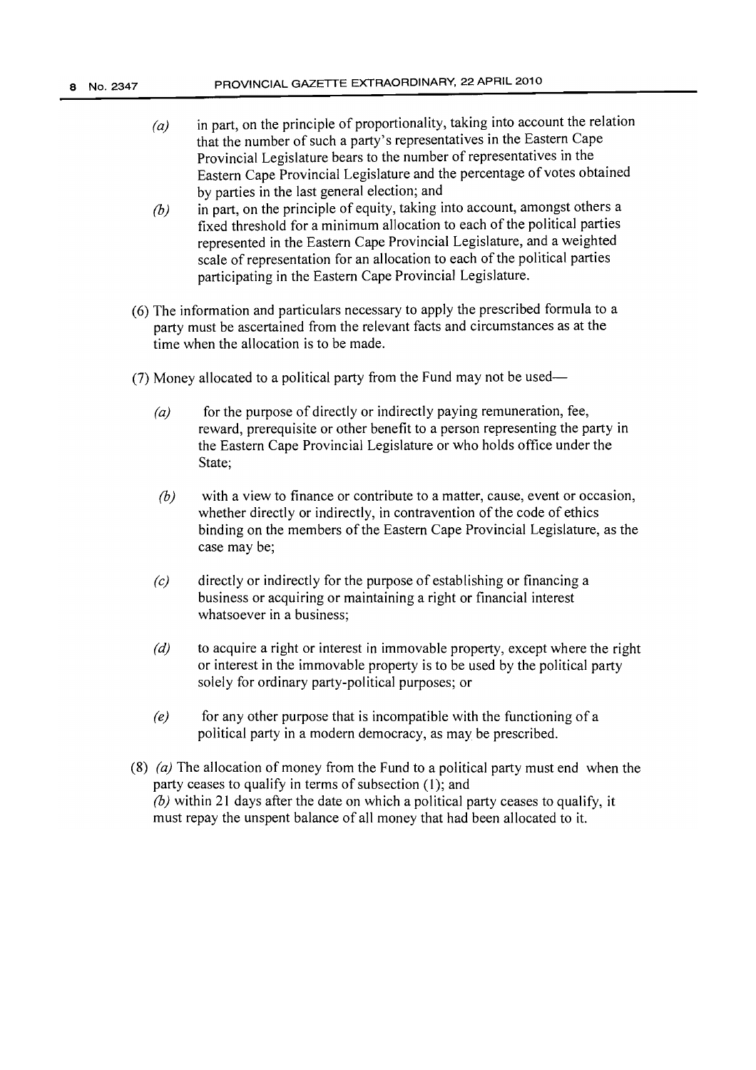*(a)* in part, on the principle of proportionality, taking into account the relation that the number of such a party's representatives in the Eastern Cape Provincial Legislature bears to the number of representatives in the Eastern Cape Provincial Legislature and the percentage of votes obtained by parties in the last general election; and

*(b)* in part, on the principle of equity, taking into account, amongst others a fixed threshold for a minimum allocation to each of the political parties represented in the Eastern Cape Provincial Legislature, and a weighted scale of representation for an allocation to each of the political parties participating in the Eastern Cape Provincial Legislature.

(6) The information and particulars necessary to apply the prescribed formula to a party must be ascertained from the relevant facts and circumstances as at the time when the allocation is to be made.

(7) Money allocated to a political party from the Fund may not be used—

*(a)* for the purpose of directly or indirectly paying remuneration, fee, reward, prerequisite or other benefit to a person representing the party in the Eastern Cape Provincial Legislature or who holds office under the State;

*(b)* with a view to finance or contribute to a matter, cause, event or occasion, whether directly or indirectly, in contravention of the code of ethics binding on the members of the Eastern Cape Provincial Legislature, as the case may be;

*(c)* directly or indirectly for the purpose of establishing or financing a business or acquiring or maintaining a right or financial interest whatsoever in a business;

*(d)* to acquire a right or interest in immovable property, except where the right or interest in the immovable property is to be used by the political party solely for ordinary party-political purposes; or

*(e)* for any other purpose that is incompatible with the functioning of a political party in a modern democracy, as may be prescribed.

(8) *(a)* The allocation of money from the Fund to a political party must end when the party ceases to qualify in terms of subsection (1); and
*(b)* within 21 days after the date on which a political party ceases to qualify, it must repay the unspent balance of all money that had been allocated to it.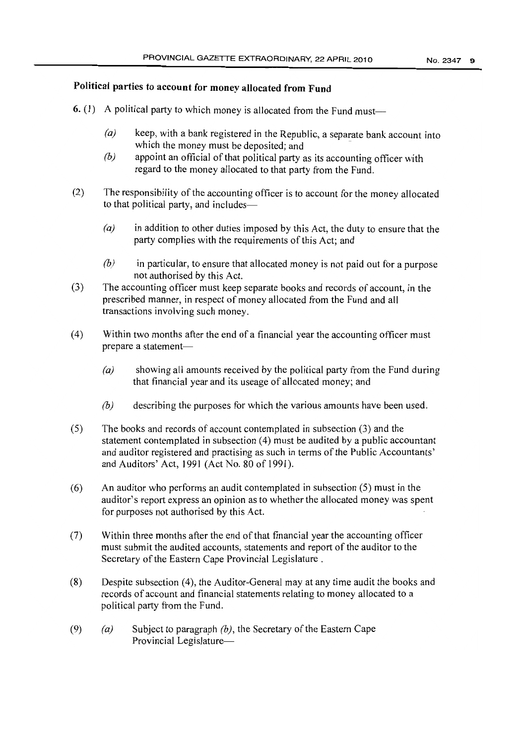## Political parties to account for money allocated from Fund

**6.** (1) A political party to which money is allocated from the Fund must—

*(a)* keep, with a bank registered in the Republic, a separate bank account into which the money must be deposited; and

*(b)* appoint an official of that political party as its accounting officer with regard to the money allocated to that party from the Fund.

(2) The responsibility of the accounting officer is to account for the money allocated to that political party, and includes—

*(a)* in addition to other duties imposed by this Act, the duty to ensure that the party complies with the requirements of this Act; and

*(b)* in particular, to ensure that allocated money is not paid out for a purpose not authorised by this Act.

(3) The accounting officer must keep separate books and records of account, in the prescribed manner, in respect of money allocated from the Fund and all transactions involving such money.

(4) Within two months after the end of a financial year the accounting officer must prepare a statement—

*(a)* showing all amounts received by the political party from the Fund during that financial year and its useage of allocated money; and

*(b)* describing the purposes for which the various amounts have been used.

(5) The books and records of account contemplated in subsection (3) and the statement contemplated in subsection (4) must be audited by a public accountant and auditor registered and practising as such in terms of the Public Accountants' and Auditors' Act, 1991 (Act No. 80 of 1991).

(6) An auditor who performs an audit contemplated in subsection (5) must in the auditor's report express an opinion as to whether the allocated money was spent for purposes not authorised by this Act.

(7) Within three months after the end of that financial year the accounting officer must submit the audited accounts, statements and report of the auditor to the Secretary of the Eastern Cape Provincial Legislature .

(8) Despite subsection (4), the Auditor-General may at any time audit the books and records of account and financial statements relating to money allocated to a political party from the Fund.

(9) *(a)* Subject to paragraph *(b)*, the Secretary of the Eastern Cape Provincial Legislature—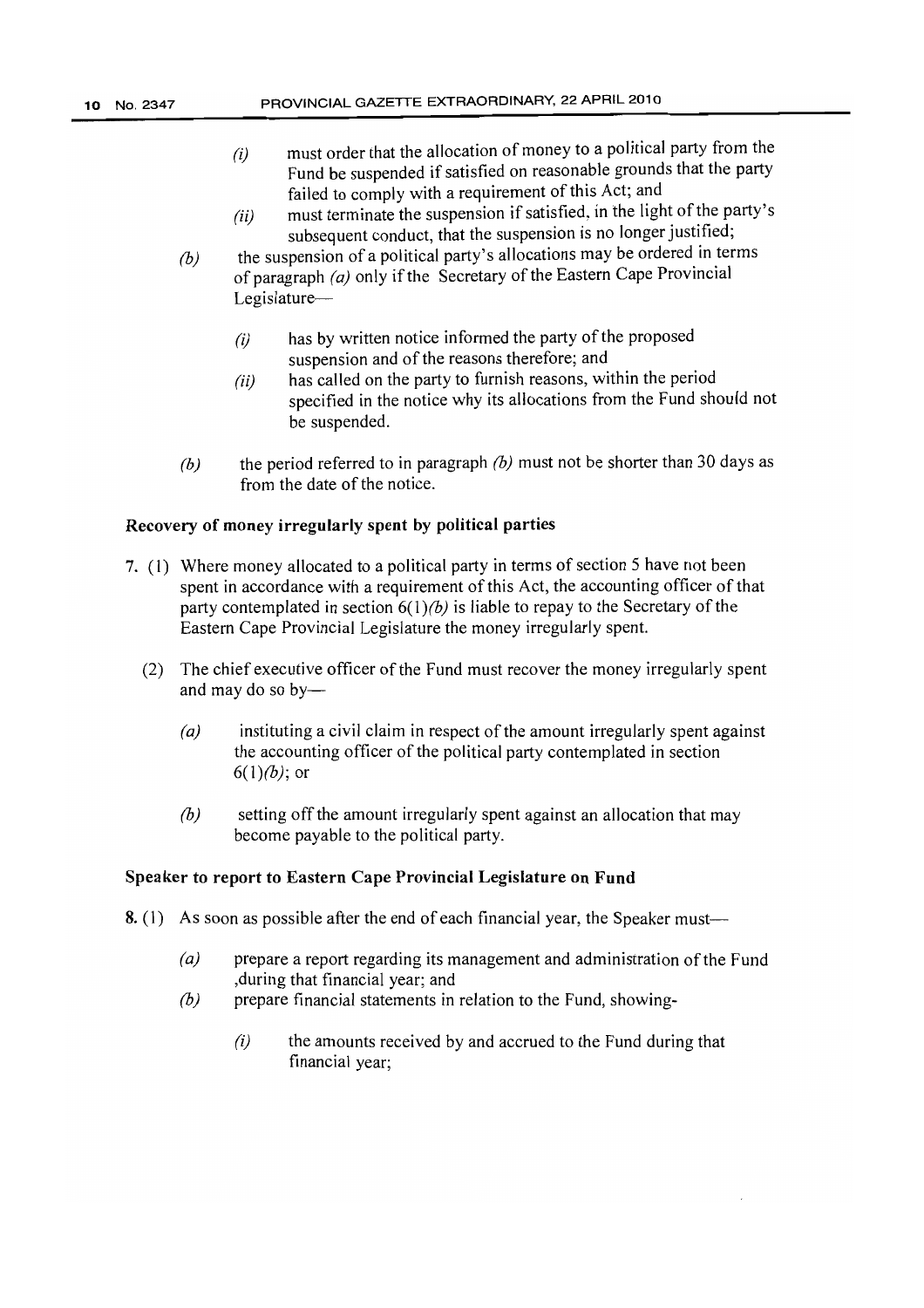(i) must order that the allocation of money to a political party from the Fund be suspended if satisfied on reasonable grounds that the party failed to comply with a requirement of this Act; and

(ii) must terminate the suspension if satisfied, in the light of the party's subsequent conduct, that the suspension is no longer justified;

*(b)* the suspension of a political party's allocations may be ordered in terms of paragraph *(a)* only if the Secretary of the Eastern Cape Provincial Legislature—

(i) has by written notice informed the party of the proposed suspension and of the reasons therefore; and

(ii) has called on the party to furnish reasons, within the period specified in the notice why its allocations from the Fund should not be suspended.

*(b)* the period referred to in paragraph *(b)* must not be shorter than 30 days as from the date of the notice.

**Recovery of money irregularly spent by political parties**

7. (1) Where money allocated to a political party in terms of section 5 have not been spent in accordance with a requirement of this Act, the accounting officer of that party contemplated in section 6(1)*(b)* is liable to repay to the Secretary of the Eastern Cape Provincial Legislature the money irregularly spent.

(2) The chief executive officer of the Fund must recover the money irregularly spent and may do so by—

*(a)* instituting a civil claim in respect of the amount irregularly spent against the accounting officer of the political party contemplated in section 6(1)*(b)*; or

*(b)* setting off the amount irregularly spent against an allocation that may become payable to the political party.

**Speaker to report to Eastern Cape Provincial Legislature on Fund**

8. (1) As soon as possible after the end of each financial year, the Speaker must—

*(a)* prepare a report regarding its management and administration of the Fund ,during that financial year; and

*(b)* prepare financial statements in relation to the Fund, showing-

(i) the amounts received by and accrued to the Fund during that financial year;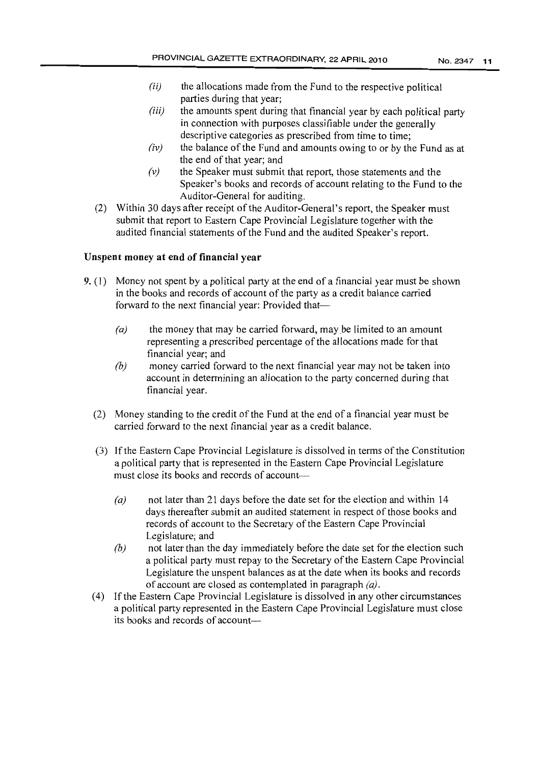- *(ii)* the allocations made from the Fund to the respective political parties during that year;
- *(iii)* the amounts spent during that financial year by each political party in connection with purposes classifiable under the generally descriptive categories as prescribed from time to time;
- *(iv)* the balance of the Fund and amounts owing to or by the Fund as at the end of that year; and
- *(v)* the Speaker must submit that report, those statements and the Speaker's books and records of account relating to the Fund to the Auditor-General for auditing.

(2) Within 30 days after receipt of the Auditor-General's report, the Speaker must submit that report to Eastern Cape Provincial Legislature together with the audited financial statements of the Fund and the audited Speaker's report.

**Unspent money at end of financial year**

9. (1) Money not spent by a political party at the end of a financial year must be shown in the books and records of account of the party as a credit balance carried forward to the next financial year: Provided that—

- *(a)* the money that may be carried forward, may be limited to an amount representing a prescribed percentage of the allocations made for that financial year; and
- *(b)* money carried forward to the next financial year may not be taken into account in determining an allocation to the party concerned during that financial year.

(2) Money standing to the credit of the Fund at the end of a financial year must be carried forward to the next financial year as a credit balance.

(3) If the Eastern Cape Provincial Legislature is dissolved in terms of the Constitution a political party that is represented in the Eastern Cape Provincial Legislature must close its books and records of account—

- *(a)* not later than 21 days before the date set for the election and within 14 days thereafter submit an audited statement in respect of those books and records of account to the Secretary of the Eastern Cape Provincial Legislature; and
- *(b)* not later than the day immediately before the date set for the election such a political party must repay to the Secretary of the Eastern Cape Provincial Legislature the unspent balances as at the date when its books and records of account are closed as contemplated in paragraph *(a)*.

(4) If the Eastern Cape Provincial Legislature is dissolved in any other circumstances a political party represented in the Eastern Cape Provincial Legislature must close its books and records of account—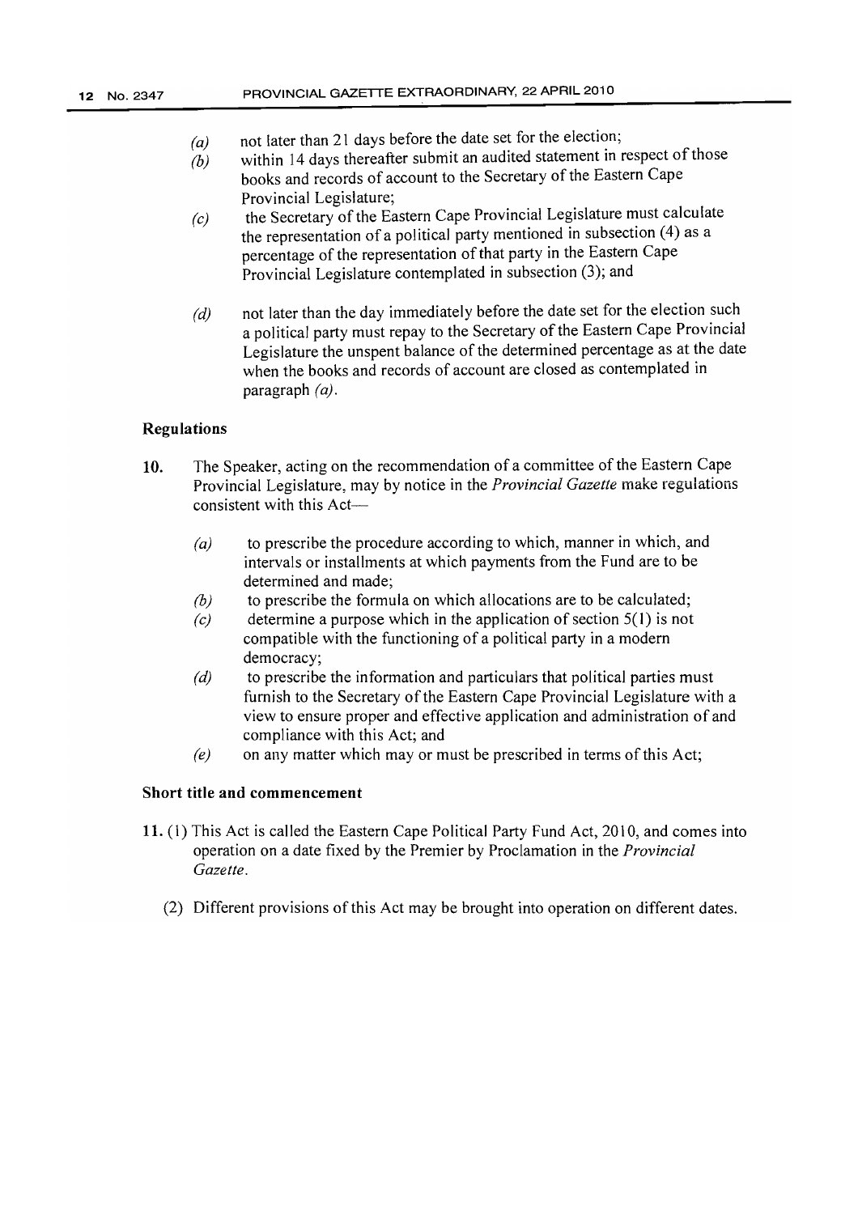(a) not later than 21 days before the date set for the election;

(b) within 14 days thereafter submit an audited statement in respect of those books and records of account to the Secretary of the Eastern Cape Provincial Legislature;

(c) the Secretary of the Eastern Cape Provincial Legislature must calculate the representation of a political party mentioned in subsection (4) as a percentage of the representation of that party in the Eastern Cape Provincial Legislature contemplated in subsection (3); and

(d) not later than the day immediately before the date set for the election such a political party must repay to the Secretary of the Eastern Cape Provincial Legislature the unspent balance of the determined percentage as at the date when the books and records of account are closed as contemplated in paragraph *(a)*.

**Regulations**

**10.** The Speaker, acting on the recommendation of a committee of the Eastern Cape Provincial Legislature, may by notice in the *Provincial Gazette* make regulations consistent with this Act—

*(a)* to prescribe the procedure according to which, manner in which, and intervals or installments at which payments from the Fund are to be determined and made;

*(b)* to prescribe the formula on which allocations are to be calculated;

*(c)* determine a purpose which in the application of section 5(1) is not compatible with the functioning of a political party in a modern democracy;

*(d)* to prescribe the information and particulars that political parties must furnish to the Secretary of the Eastern Cape Provincial Legislature with a view to ensure proper and effective application and administration of and compliance with this Act; and

*(e)* on any matter which may or must be prescribed in terms of this Act;

**Short title and commencement**

**11.** (1) This Act is called the Eastern Cape Political Party Fund Act, 2010, and comes into operation on a date fixed by the Premier by Proclamation in the *Provincial Gazette*.

(2) Different provisions of this Act may be brought into operation on different dates.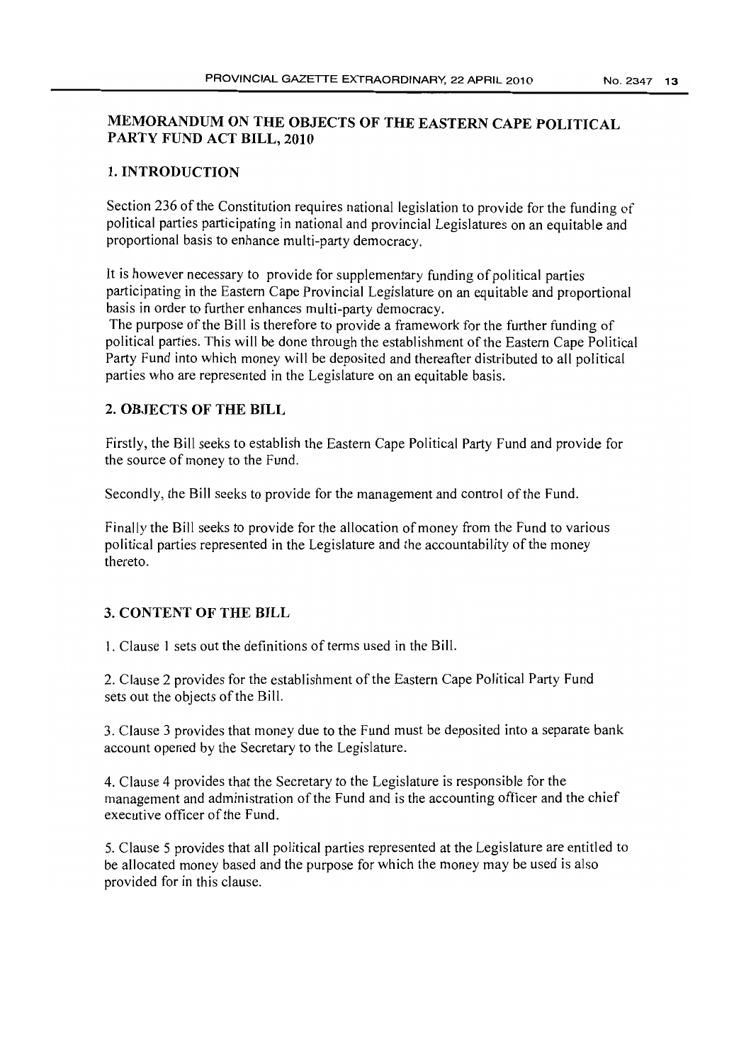# MEMORANDUM ON THE OBJECTS OF THE EASTERN CAPE POLITICAL PARTY FUND ACT BILL, 2010

## 1. INTRODUCTION

Section 236 of the Constitution requires national legislation to provide for the funding of political parties participating in national and provincial Legislatures on an equitable and proportional basis to enhance multi-party democracy.

It is however necessary to provide for supplementary funding of political parties participating in the Eastern Cape Provincial Legislature on an equitable and proportional basis in order to further enhances multi-party democracy.

The purpose of the Bill is therefore to provide a framework for the further funding of political parties. This will be done through the establishment of the Eastern Cape Political Party Fund into which money will be deposited and thereafter distributed to all political parties who are represented in the Legislature on an equitable basis.

## 2. OBJECTS OF THE BILL

Firstly, the Bill seeks to establish the Eastern Cape Political Party Fund and provide for the source of money to the Fund.

Secondly, the Bill seeks to provide for the management and control of the Fund.

Finally the Bill seeks to provide for the allocation of money from the Fund to various political parties represented in the Legislature and the accountability of the money thereto.

## 3. CONTENT OF THE BILL

1. Clause 1 sets out the definitions of terms used in the Bill.

2. Clause 2 provides for the establishment of the Eastern Cape Political Party Fund sets out the objects of the Bill.

3. Clause 3 provides that money due to the Fund must be deposited into a separate bank account opened by the Secretary to the Legislature.

4. Clause 4 provides that the Secretary to the Legislature is responsible for the management and administration of the Fund and is the accounting officer and the chief executive officer of the Fund.

5. Clause 5 provides that all political parties represented at the Legislature are entitled to be allocated money based and the purpose for which the money may be used is also provided for in this clause.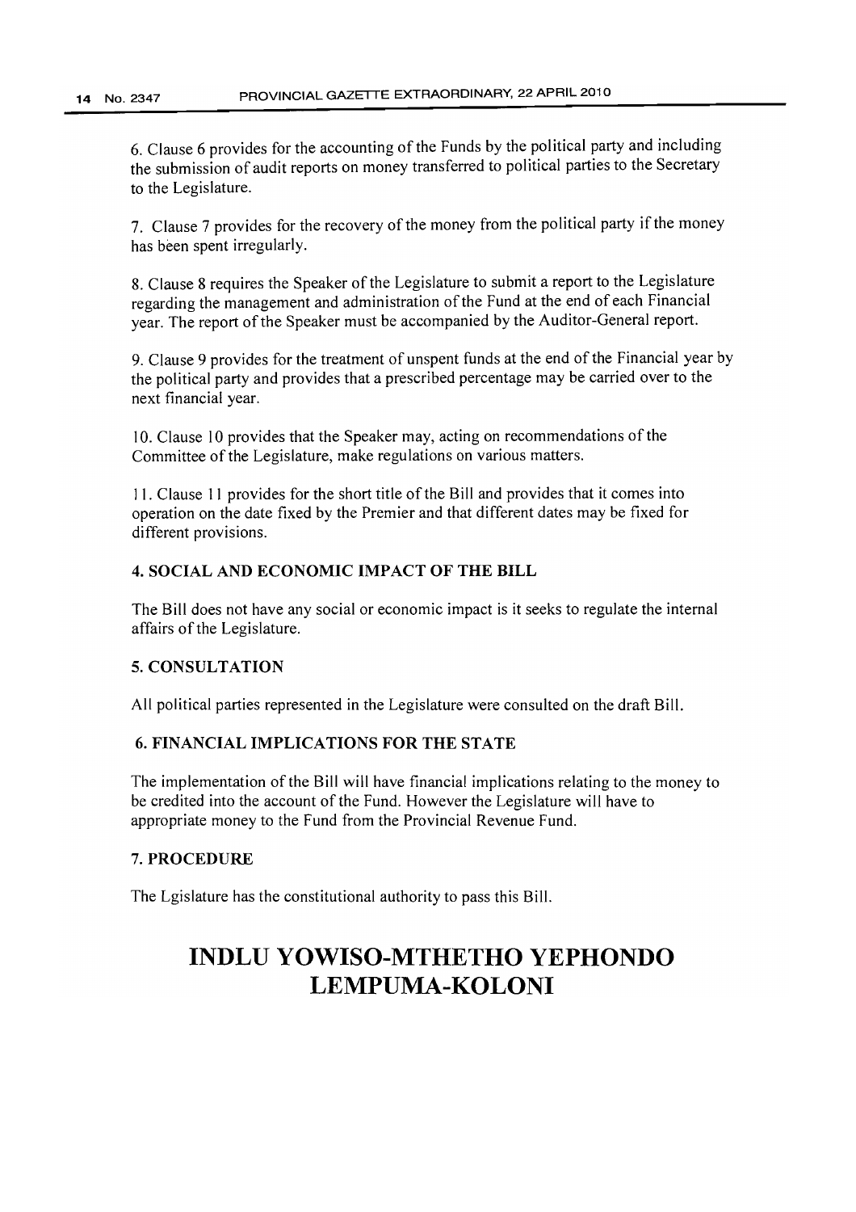6. Clause 6 provides for the accounting of the Funds by the political party and including the submission of audit reports on money transferred to political parties to the Secretary to the Legislature.

7. Clause 7 provides for the recovery of the money from the political party if the money has been spent irregularly.

8. Clause 8 requires the Speaker of the Legislature to submit a report to the Legislature regarding the management and administration of the Fund at the end of each Financial year. The report of the Speaker must be accompanied by the Auditor-General report.

9. Clause 9 provides for the treatment of unspent funds at the end of the Financial year by the political party and provides that a prescribed percentage may be carried over to the next financial year.

10. Clause 10 provides that the Speaker may, acting on recommendations of the Committee of the Legislature, make regulations on various matters.

11. Clause 11 provides for the short title of the Bill and provides that it comes into operation on the date fixed by the Premier and that different dates may be fixed for different provisions.

## 4. SOCIAL AND ECONOMIC IMPACT OF THE BILL

The Bill does not have any social or economic impact is it seeks to regulate the internal affairs of the Legislature.

## 5. CONSULTATION

All political parties represented in the Legislature were consulted on the draft Bill.

## 6. FINANCIAL IMPLICATIONS FOR THE STATE

The implementation of the Bill will have financial implications relating to the money to be credited into the account of the Fund. However the Legislature will have to appropriate money to the Fund from the Provincial Revenue Fund.

## 7. PROCEDURE

The Lgislature has the constitutional authority to pass this Bill.

# INDLU YOWISO-MTHETHO YEPHONDO LEMPUMA-KOLONI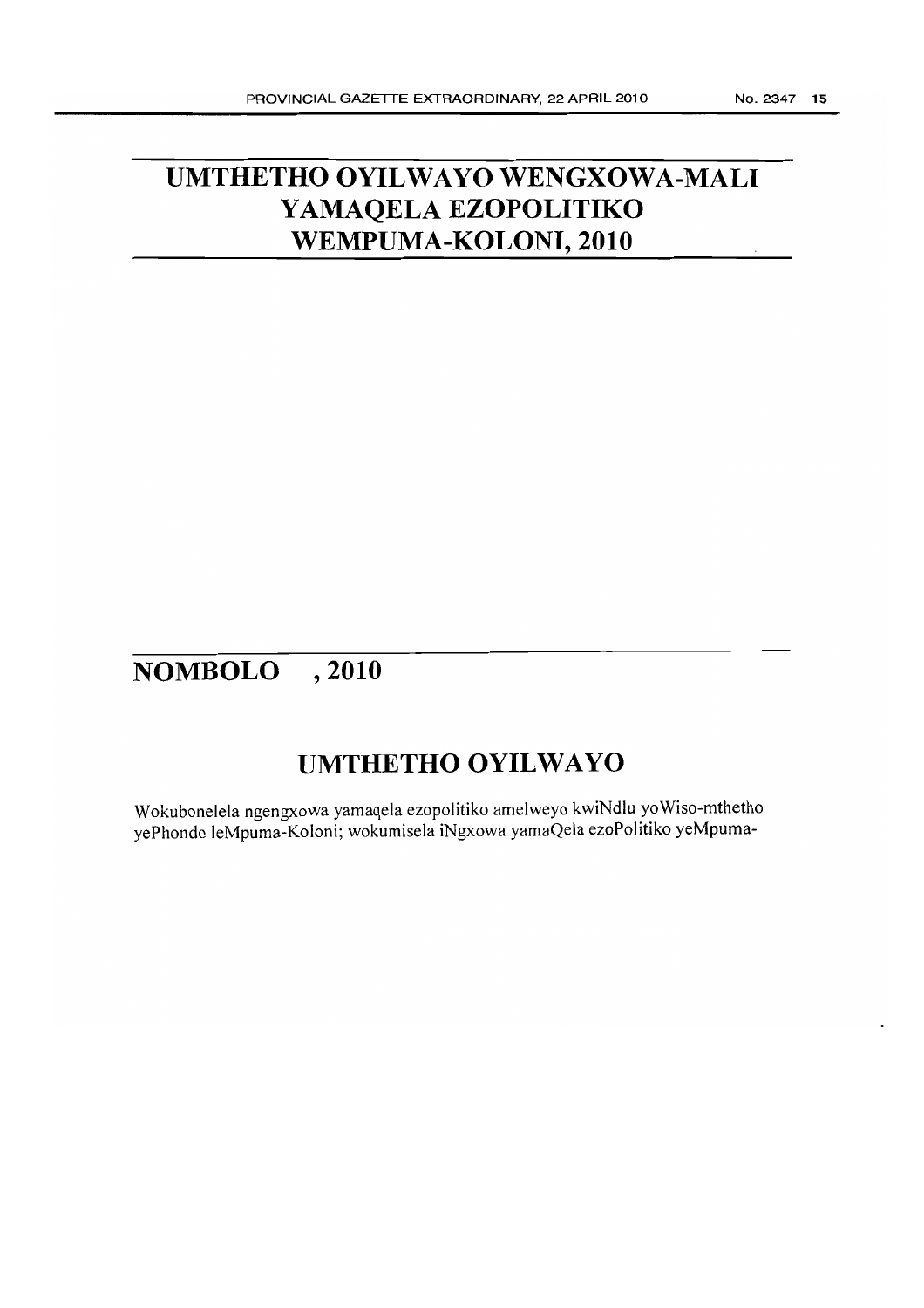# UMTHETHO OYILWAYO WENGXOWA-MALI YAMAQELA EZOPOLITIKO WEMPUMA-KOLONI, 2010

## NOMBOLO , 2010

## UMTHETHO OYILWAYO

Wokubonelela ngengxowa yamaqela ezopolitiko amelweyo kwiNdlu yoWiso-mthetho yePhondo leMpuma-Koloni; wokumisela iNgxowa yamaQela ezoPolitiko yeMpuma-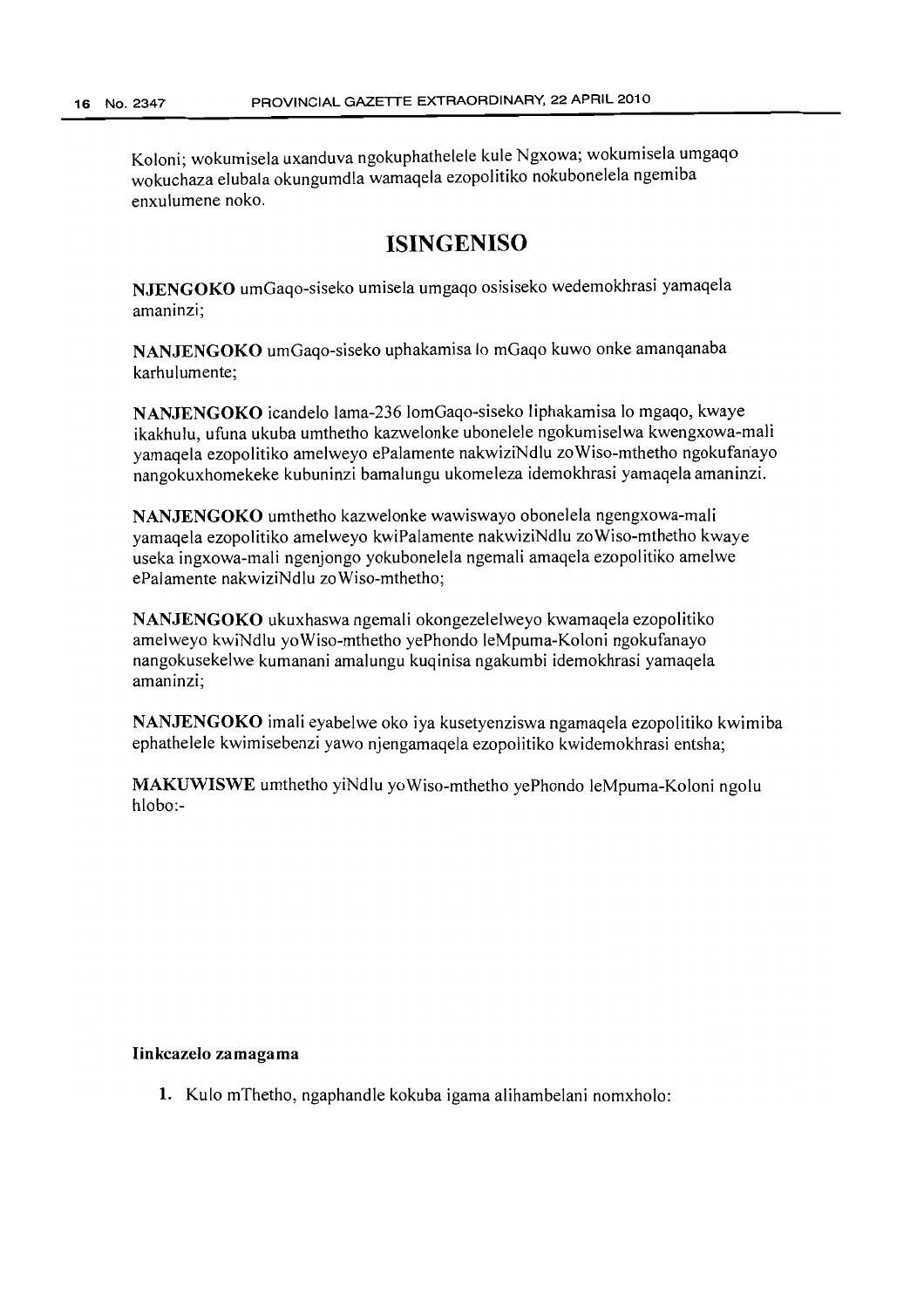Koloni; wokumisela uxanduva ngokuphathelele kule Ngxowa; wokumisela umgaqo wokuchaza elubala okungumdla wamaqela ezopolitiko nokubonelela ngemiba enxulumene noko.

## ISINGENISO

**NJENGOKO** umGaqo-siseko umisela umgaqo osisiseko wedemokhrasi yamaqela amaninzi;

**NANJENGOKO** umGaqo-siseko uphakamisa lo mGaqo kuwo onke amanqanaba karhulumente;

**NANJENGOKO** icandelo lama-236 lomGaqo-siseko liphakamisa lo mgaqo, kwaye ikakhulu, ufuna ukuba umthetho kazwelonke ubonelele ngokumiselwa kwengxowa-mali yamaqela ezopolitiko amelweyo ePalamente nakwiziNdlu zoWiso-mthetho ngokufanayo nangokuxhomekeke kubuninzi bamalungu ukomeleza idemokhrasi yamaqela amaninzi.

**NANJENGOKO** umthetho kazwelonke wawiswayo obonelela ngengxowa-mali yamaqela ezopolitiko amelweyo kwiPalamente nakwiziNdlu zoWiso-mthetho kwaye useka ingxowa-mali ngenjongo yokubonelela ngemali amaqela ezopolitiko amelwe ePalamente nakwiziNdlu zoWiso-mthetho;

**NANJENGOKO** ukuxhaswa ngemali okongezelelweyo kwamaqela ezopolitiko amelweyo kwiNdlu yoWiso-mthetho yePhondo leMpuma-Koloni ngokufanayo nangokusekelwe kumanani amalungu kuqinisa ngakumbi idemokhrasi yamaqela amaninzi;

**NANJENGOKO** imali eyabelwe oko iya kusetyenziswa ngamaqela ezopolitiko kwimiba ephathelele kwimisebenzi yawo njengamaqela ezopolitiko kwidemokhrasi entsha;

**MAKUWISWE** umthetho yiNdlu yoWiso-mthetho yePhondo leMpuma-Koloni ngolu hlobo:-

**Iinkcazelo zamagama**

1. Kulo mThetho, ngaphandle kokuba igama alihambelani nomxholo: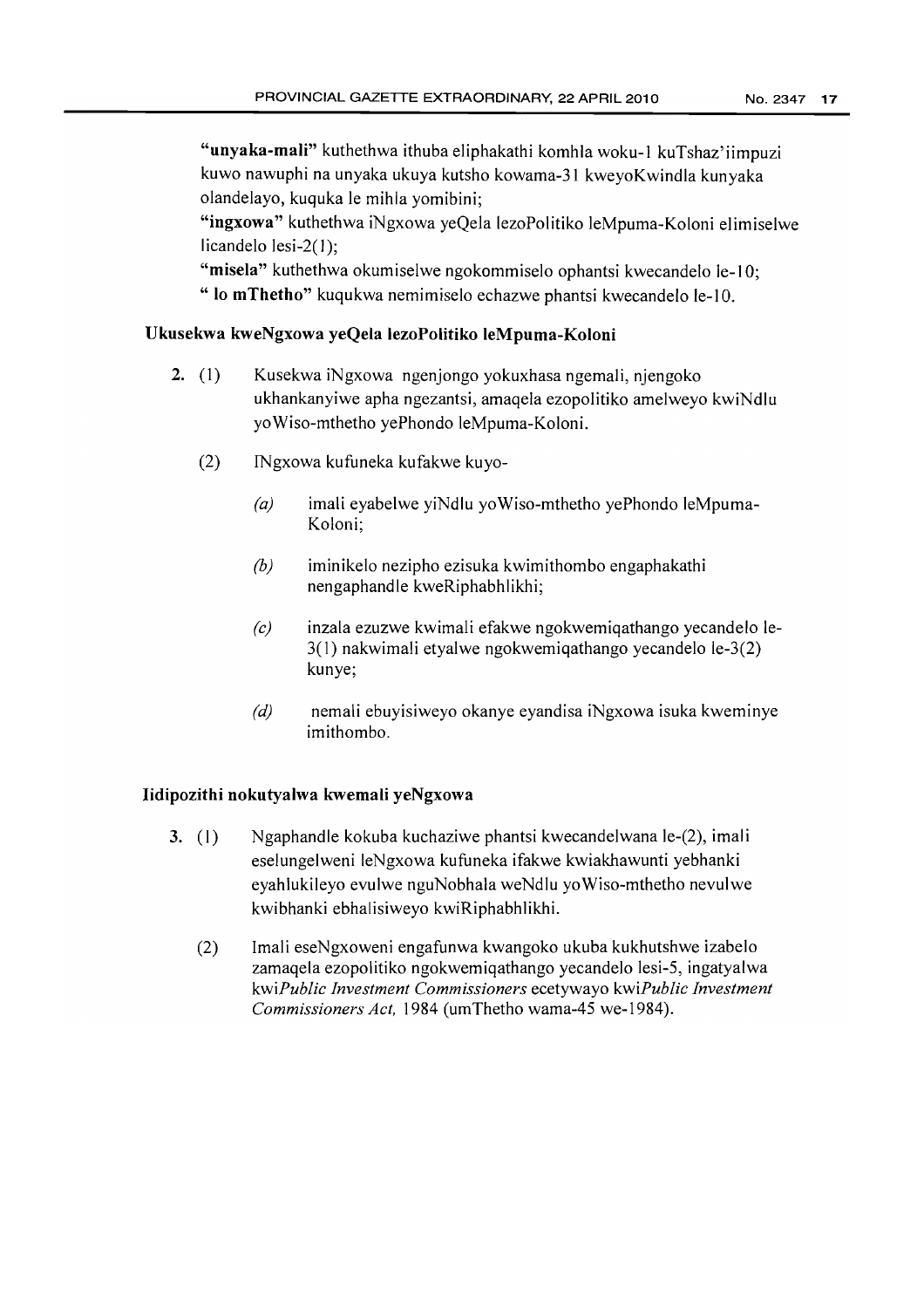"**unyaka-mali**" kuthethwa ithuba eliphakathi komhla woku-1 kuTshaz'iimpuzi kuwo nawuphi na unyaka ukuya kutsho kowama-31 kweyoKwindla kunyaka olandelayo, kuquka le mihla yomibini;

"**ingxowa**" kuthethwa iNgxowa yeQela lezoPolitiko leMpuma-Koloni elimiselwe licandelo lesi-2(1);

"**misela**" kuthethwa okumiselwe ngokommiselo ophantsi kwecandelo le-10;

" **lo mThetho**" kuqukwa nemimiselo echazwe phantsi kwecandelo le-10.

### Ukusekwa kweNgxowa yeQela lezoPolitiko leMpuma-Koloni

**2.** (1) Kusekwa iNgxowa ngenjongo yokuxhasa ngemali, njengoko ukhankanyiwe apha ngezantsi, amaqela ezopolitiko amelweyo kwiNdlu yoWiso-mthetho yePhondo leMpuma-Koloni.

(2) INgxowa kufuneka kufakwe kuyo-

*(a)* imali eyabelwe yiNdlu yoWiso-mthetho yePhondo leMpuma-Koloni;

*(b)* iminikelo nezipho ezisuka kwimithombo engaphakathi nengaphandle kweRiphabhlikhi;

*(c)* inzala ezuzwe kwimali efakwe ngokwemiqathango yecandelo le-3(1) nakwimali etyalwe ngokwemiqathango yecandelo le-3(2) kunye;

*(d)* nemali ebuyisiweyo okanye eyandisa iNgxowa isuka kweminye imithombo.

### Iidipozithi nokutyalwa kwemali yeNgxowa

**3.** (1) Ngaphandle kokuba kuchaziwe phantsi kwecandelwana le-(2), imali eselungelweni leNgxowa kufuneka ifakwe kwiakhawunti yebhanki eyahlukileyo evulwe nguNobhala weNdlu yoWiso-mthetho nevulwe kwibhanki ebhalisiweyo kwiRiphabhlikhi.

(2) Imali eseNgxoweni engafunwa kwangoko ukuba kukhutshwe izabelo zamaqela ezopolitiko ngokwemiqathango yecandelo lesi-5, ingatyalwa kwi*Public Investment Commissioners* ecetywayo kwi*Public Investment Commissioners Act,* 1984 (umThetho wama-45 we-1984).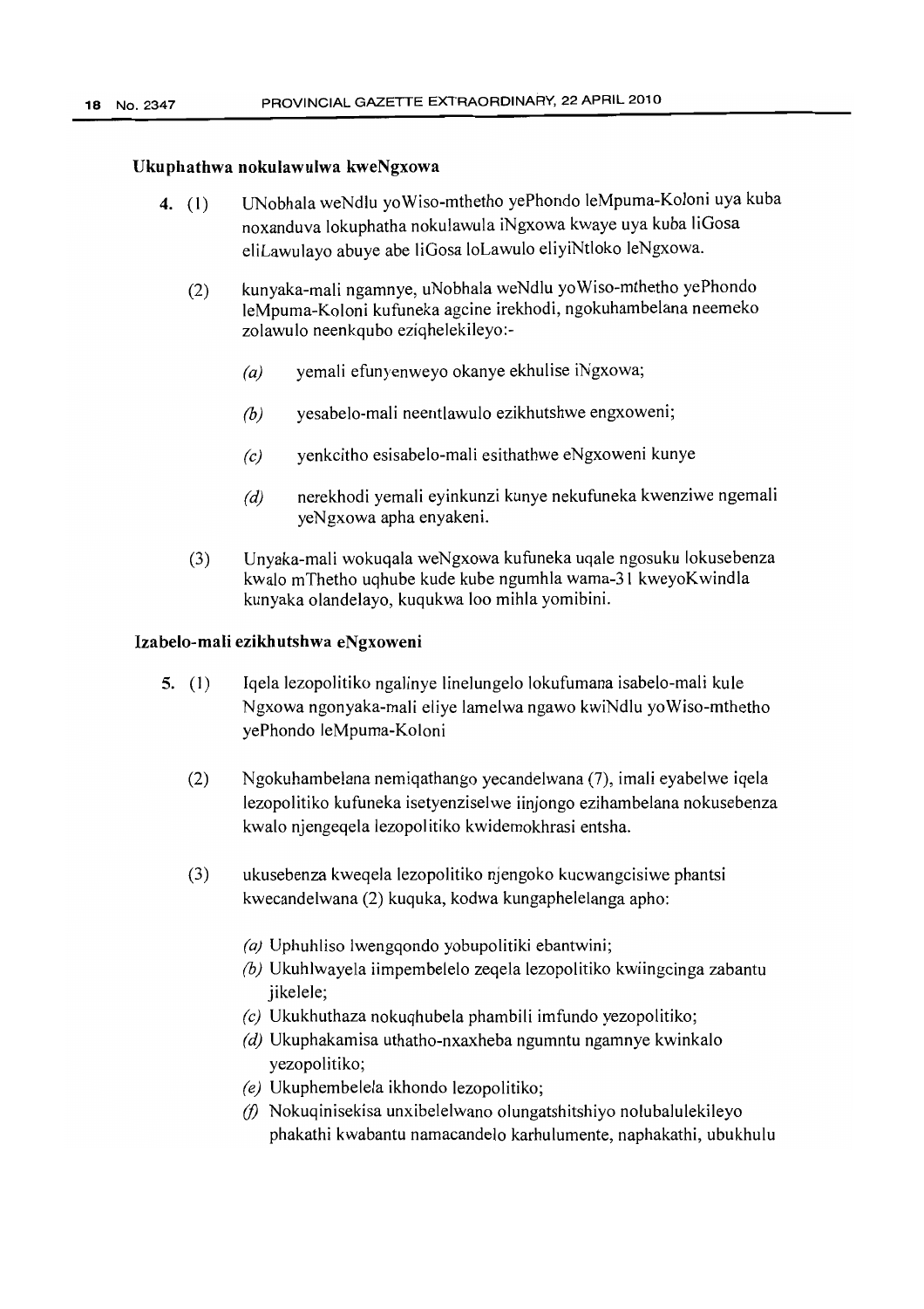**Ukuphathwa nokulawulwa kweNgxowa**

4. (1) UNobhala weNdlu yoWiso-mthetho yePhondo leMpuma-Koloni uya kuba noxanduva lokuphatha nokulawula iNgxowa kwaye uya kuba liGosa eliLawulayo abuye abe liGosa loLawulo eliyiNtloko leNgxowa.

   (2) kunyaka-mali ngamnye, uNobhala weNdlu yoWiso-mthetho yePhondo leMpuma-Koloni kufuneka agcine irekhodi, ngokuhambelana neemeko zolawulo neenkqubo eziqhelekileyo:-

   - *(a)* yemali efunyenweyo okanye ekhulise iNgxowa;
   - *(b)* yesabelo-mali neentlawulo ezikhutshwe engxoweni;
   - *(c)* yenkcitho esisabelo-mali esithathwe eNgxoweni kunye
   - *(d)* nerekhodi yemali eyinkunzi kunye nekufuneka kwenziwe ngemali yeNgxowa apha enyakeni.

   (3) Unyaka-mali wokuqala weNgxowa kufuneka uqale ngosuku lokusebenza kwalo mThetho uqhube kude kube ngumhla wama-31 kweyoKwindla kunyaka olandelayo, kuqukwa loo mihla yomibini.

**Izabelo-mali ezikhutshwa eNgxoweni**

5. (1) Iqela lezopolitiko ngalinye linelungelo lokufumana isabelo-mali kule Ngxowa ngonyaka-mali eliye lamelwa ngawo kwiNdlu yoWiso-mthetho yePhondo leMpuma-Koloni

   (2) Ngokuhambelana nemiqathango yecandelwana (7), imali eyabelwe iqela lezopolitiko kufuneka isetyenziselwe iinjongo ezihambelana nokusebenza kwalo njengeqela lezopolitiko kwidemokhrasi entsha.

   (3) ukusebenza kweqela lezopolitiko njengoko kucwangcisiwe phantsi kwecandelwana (2) kuquka, kodwa kungaphelelanga apho:

   - *(a)* Uphuhliso lwengqondo yobupolitiki ebantwini;
   - *(b)* Ukuhlwayela iimpembelelo zeqela lezopolitiko kwiingcinga zabantu jikelele;
   - *(c)* Ukukhuthaza nokuqhubela phambili imfundo yezopolitiko;
   - *(d)* Ukuphakamisa uthatho-nxaxheba ngumntu ngamnye kwinkalo yezopolitiko;
   - *(e)* Ukuphembelela ikhondo lezopolitiko;
   - *(f)* Nokuqinisekisa unxibelelwano olungatshitshiyo nolubalulekileyo phakathi kwabantu namacandelo karhulumente, naphakathi, ubukhulu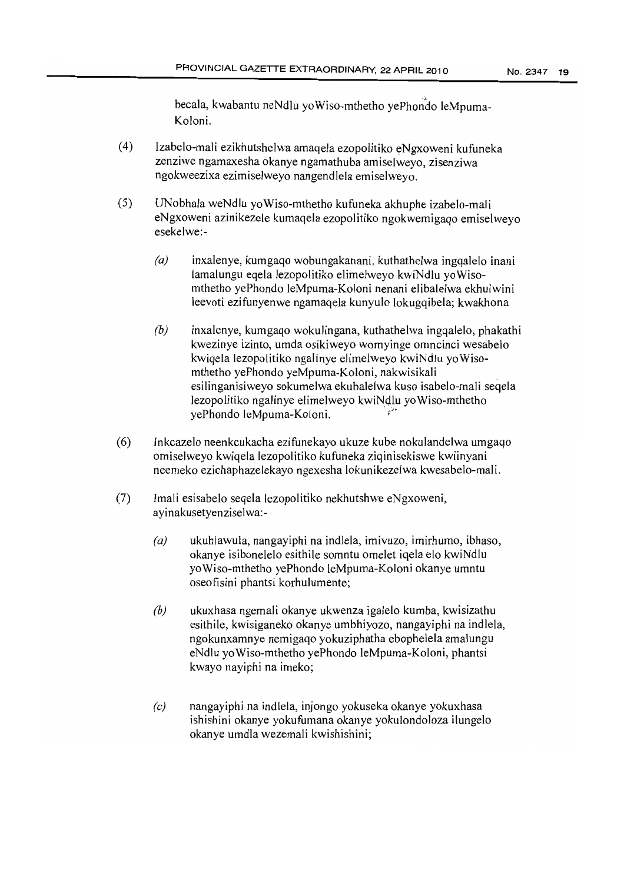becala, kwabantu neNdlu yoWiso-mthetho yePhondo leMpuma-Koloni.

(4) Izabelo-mali ezikhutshelwa amaqela ezopolitiko eNgxoweni kufuneka zenziwe ngamaxesha okanye ngamathuba amiselweyo, zisenziwa ngokweezixa ezimiselweyo nangendlela emiselweyo.

(5) UNobhala weNdlu yoWiso-mthetho kufuneka akhuphe izabelo-mali eNgxoweni azinikezele kumaqela ezopolitiko ngokwemigaqo emiselweyo esekelwe:-

*(a)* inxalenye, kumgaqo wobungakanani, kuthathelwa ingqalelo inani lamalungu eqela lezopolitiko elimelweyo kwiNdlu yoWiso-mthetho yePhondo leMpuma-Koloni nenani elibalelwa ekhulwini leevoti ezifunyenwe ngamaqela kunyulo lokugqibela; kwakhona

*(b)* inxalenye, kumgaqo wokulingana, kuthathelwa ingqalelo, phakathi kwezinye izinto, umda osikiweyo womyinge omncinci wesabelo kwiqela lezopolitiko ngalinye elimelweyo kwiNdlu yoWiso-mthetho yePhondo yeMpuma-Koloni, nakwisikali esilinganisiweyo sokumelwa ekubalelwa kuso isabelo-mali seqela lezopolitiko ngalinye elimelweyo kwiNdlu yoWiso-mthetho yePhondo leMpuma-Koloni.

(6) Inkcazelo neenkcukacha ezifunekayo ukuze kube nokulandelwa umgaqo omiselweyo kwiqela lezopolitiko kufuneka ziqinisekiswe kwiinyani neemeko ezichaphazelekayo ngexesha lokunikezelwa kwesabelo-mali.

(7) Imali esisabelo seqela lezopolitiko nekhutshwe eNgxoweni, ayinakusetyenziselwa:-

*(a)* ukuhlawula, nangayiphi na indlela, imivuzo, imirhumo, ibhaso, okanye isibonelelo esithile somntu omelet iqela elo kwiNdlu yoWiso-mthetho yePhondo leMpuma-Koloni okanye umntu oseofisini phantsi korhulumente;

*(b)* ukuxhasa ngemali okanye ukwenza igalelo kumba, kwisizathu esithile, kwisiganeko okanye umbhiyozo, nangayiphi na indlela, ngokunxamnye nemigaqo yokuziphatha ebophelela amalungu eNdlu yoWiso-mthetho yePhondo leMpuma-Koloni, phantsi kwayo nayiphi na imeko;

*(c)* nangayiphi na indlela, injongo yokuseka okanye yokuxhasa ishishini okanye yokufumana okanye yokulondoloza ilungelo okanye umdla wezemali kwishishini;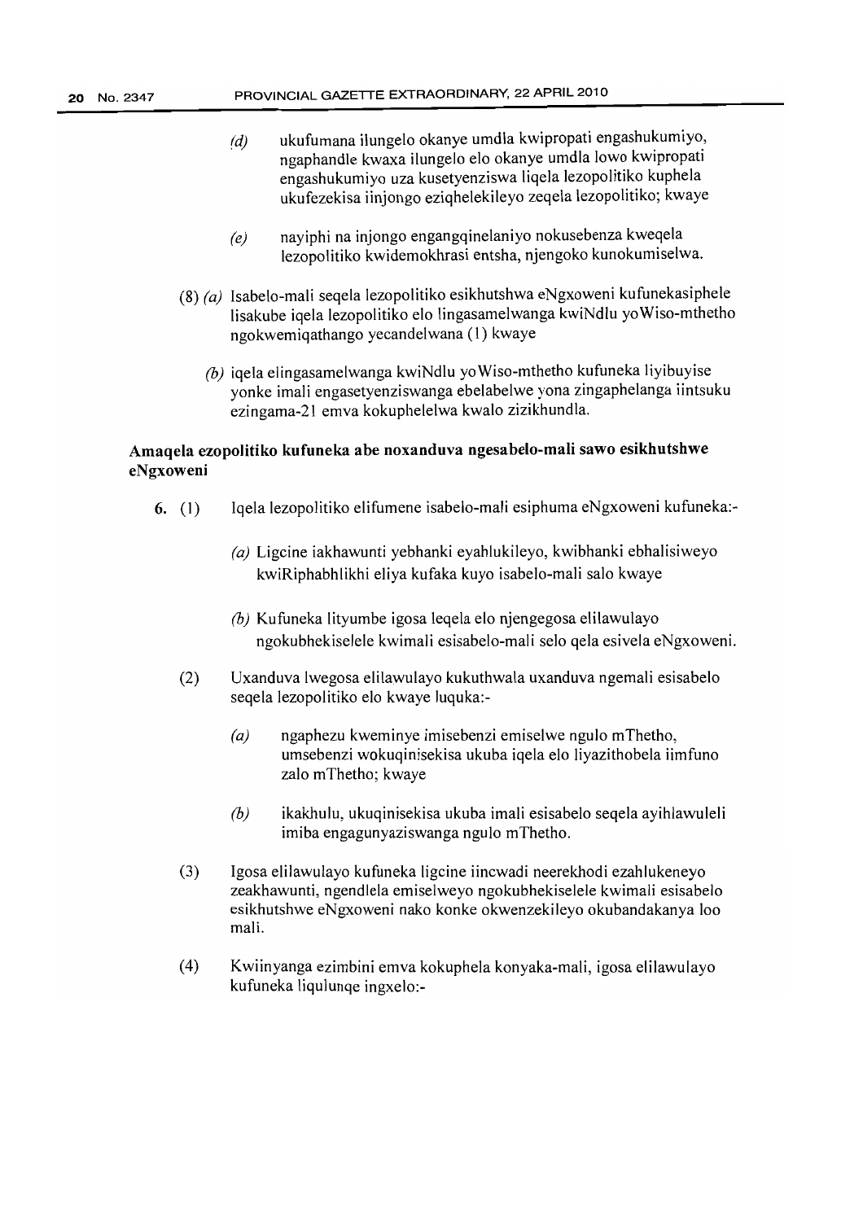(d) ukufumana ilungelo okanye umdla kwipropati engashukumiyo, ngaphandle kwaxa ilungelo elo okanye umdla lowo kwipropati engashukumiyo uza kusetyenziswa liqela lezopolitiko kuphela ukufezekisa iinjongo eziqhelekileyo zeqela lezopolitiko; kwaye

(e) nayiphi na injongo engangqinelaniyo nokusebenza kweqela lezopolitiko kwidemokhrasi entsha, njengoko kunokumiselwa.

(8) (a) Isabelo-mali seqela lezopolitiko esikhutshwa eNgxoweni kufunekasiphele lisakube iqela lezopolitiko elo lingasamelwanga kwiNdlu yoWiso-mthetho ngokwemiqathango yecandelwana (1) kwaye

(b) iqela elingasamelwanga kwiNdlu yoWiso-mthetho kufuneka liyibuyise yonke imali engasetyenziswanga ebelabelwe yona zingaphelanga iintsuku ezingama-21 emva kokuphelelwa kwalo zizikhundla.

**Amaqela ezopolitiko kufuneka abe noxanduva ngesabelo-mali sawo esikhutshwe eNgxoweni**

**6.** (1) Iqela lezopolitiko elifumene isabelo-mali esiphuma eNgxoweni kufuneka:-

(a) Ligcine iakhawunti yebhanki eyahlukileyo, kwibhanki ebhalisiweyo kwiRiphabhlikhi eliya kufaka kuyo isabelo-mali salo kwaye

(b) Kufuneka lityumbe igosa leqela elo njengegosa elilawulayo ngokubhekiselele kwimali esisabelo-mali selo qela esivela eNgxoweni.

(2) Uxanduva lwegosa elilawulayo kukuthwala uxanduva ngemali esisabelo seqela lezopolitiko elo kwaye luquka:-

(a) ngaphezu kweminye imisebenzi emiselwe ngulo mThetho, umsebenzi wokuqinisekisa ukuba iqela elo liyazithobela iimfuno zalo mThetho; kwaye

(b) ikakhulu, ukuqinisekisa ukuba imali esisabelo seqela ayihlawuleli imiba engagunyaziswanga ngulo mThetho.

(3) Igosa elilawulayo kufuneka ligcine iincwadi neerekhodi ezahlukeneyo zeakhawunti, ngendlela emiselweyo ngokubhekiselele kwimali esisabelo esikhutshwe eNgxoweni nako konke okwenzekileyo okubandakanya loo mali.

(4) Kwiinyanga ezimbini emva kokuphela konyaka-mali, igosa elilawulayo kufuneka liqulunqe ingxelo:-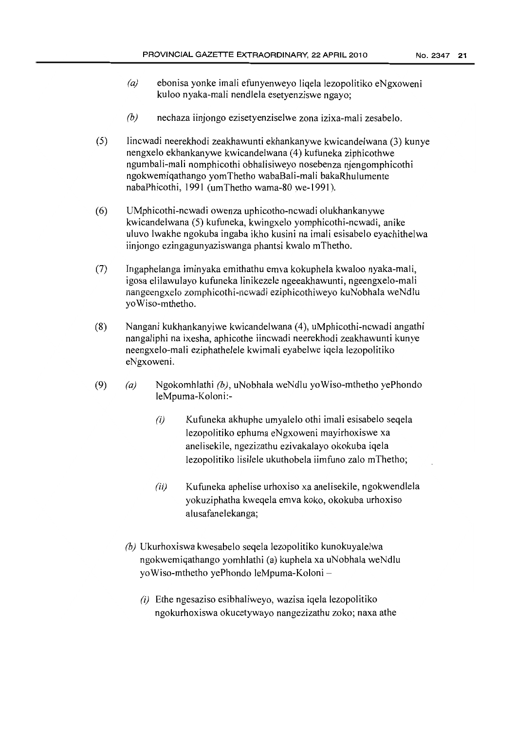(a) ebonisa yonke imali efunyenweyo liqela lezopolitiko eNgxoweni kuloo nyaka-mali nendlela esetyenziswe ngayo;

(b) nechaza iinjongo ezisetyenziselwe zona izixa-mali zesabelo.

(5) Iincwadi neerekhodi zeakhawunti ekhankanywe kwicandelwana (3) kunye nengxelo ekhankanywe kwicandelwana (4) kufuneka ziphicothwe ngumbali-mali nomphicothi obhalisiweyo nosebenza njengomphicothi ngokwemiqathango yomThetho wabaBali-mali bakaRhulumente nabaPhicothi, 1991 (umThetho wama-80 we-1991).

(6) UMphicothi-ncwadi owenza uphicotho-ncwadi olukhankanywe kwicandelwana (5) kufuneka, kwingxelo yomphicothi-ncwadi, anike uluvo lwakhe ngokuba ingaba ikho kusini na imali esisabelo eyachithelwa iinjongo ezingagunyaziswanga phantsi kwalo mThetho.

(7) Ingaphelanga iminyaka emithathu emva kokuphela kwaloo nyaka-mali, igosa elilawulayo kufuneka linikezele ngeeakhawunti, ngeengxelo-mali nangeengxelo zomphicothi-ncwadi eziphicothiweyo kuNobhala weNdlu yoWiso-mthetho.

(8) Nangani kukhankanyiwe kwicandelwana (4), uMphicothi-ncwadi angathi nangaliphi na ixesha, aphicothe iincwadi neerekhodi zeakhawunti kunye neengxelo-mali eziphathelele kwimali eyabelwe iqela lezopolitiko eNgxoweni.

(9) (a) Ngokomhlathi *(b)*, uNobhala weNdlu yoWiso-mthetho yePhondo leMpuma-Koloni:-

(i) Kufuneka akhuphe umyalelo othi imali esisabelo seqela lezopolitiko ephuma eNgxoweni mayirhoxiswe xa anelisekile, ngezizathu ezivakalayo okokuba iqela lezopolitiko lisilele ukuthobela iimfuno zalo mThetho;

(ii) Kufuneka aphelise urhoxiso xa anelisekile, ngokwendlela yokuziphatha kweqela emva koko, okokuba urhoxiso alusafanelekanga;

(b) Ukurhoxiswa kwesabelo seqela lezopolitiko kunokuyalelwa ngokwemiqathango yomhlathi (a) kuphela xa uNobhala weNdlu yoWiso-mthetho yePhondo leMpuma-Koloni –

(i) Ethe ngesaziso esibhaliweyo, wazisa iqela lezopolitiko ngokurhoxiswa okucetywayo nangezizathu zoko; naxa athe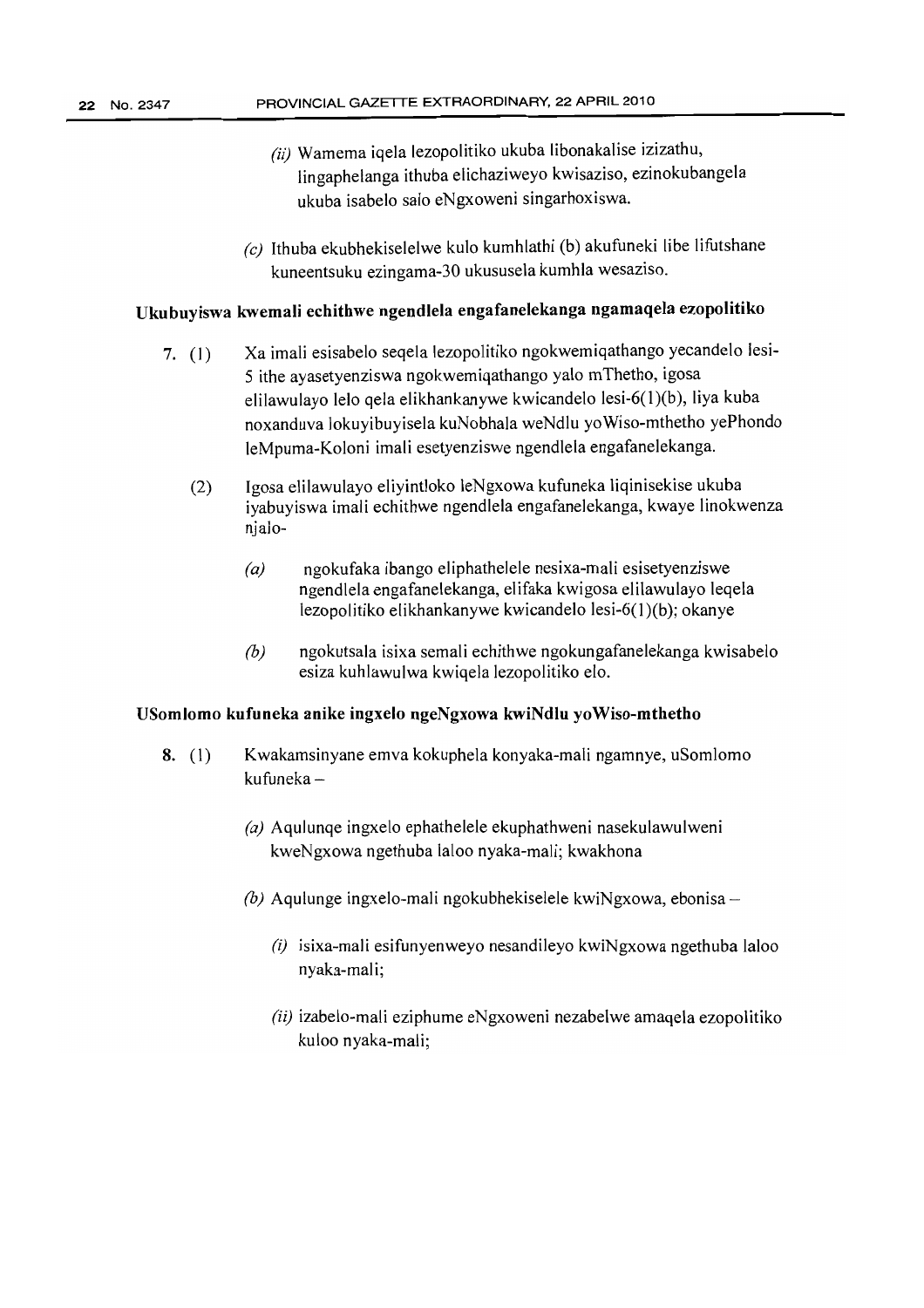(ii) Wamema iqela lezopolitiko ukuba libonakalise izizathu, lingaphelanga ithuba elichaziweyo kwisaziso, ezinokubangela ukuba isabelo salo eNgxoweni singarhoxiswa.

(c) Ithuba ekubhekiselelwe kulo kumhlathi (b) akufuneki libe lifutshane kuneentsuku ezingama-30 ukususela kumhla wesaziso.

**Ukubuyiswa kwemali echithwe ngendlela engafanelekanga ngamaqela ezopolitiko**

**7.** (1) Xa imali esisabelo seqela lezopolitiko ngokwemiqathango yecandelo lesi-5 ithe ayasetyenziswa ngokwemiqathango yalo mThetho, igosa elilawulayo lelo qela elikhankanywe kwicandelo lesi-6(1)(b), liya kuba noxanduva lokuyibuyisela kuNobhala weNdlu yoWiso-mthetho yePhondo leMpuma-Koloni imali esetyenziswe ngendlela engafanelekanga.

(2) Igosa elilawulayo eliyintloko leNgxowa kufuneka liqinisekise ukuba iyabuyiswa imali echithwe ngendlela engafanelekanga, kwaye linokwenza njalo-

(a) ngokufaka ibango eliphathelele nesixa-mali esisetyenziswe ngendlela engafanelekanga, elifaka kwigosa elilawulayo leqela lezopolitiko elikhankanywe kwicandelo lesi-6(1)(b); okanye

(b) ngokutsala isixa semali echithwe ngokungafanelekanga kwisabelo esiza kuhlawulwa kwiqela lezopolitiko elo.

**USomlomo kufuneka anike ingxelo ngeNgxowa kwiNdlu yoWiso-mthetho**

**8.** (1) Kwakamsinyane emva kokuphela konyaka-mali ngamnye, uSomlomo kufuneka –

(a) Aqulunqe ingxelo ephathelele ekuphathweni nasekulawulweni kweNgxowa ngethuba laloo nyaka-mali; kwakhona

(b) Aqulunge ingxelo-mali ngokubhekiselele kwiNgxowa, ebonisa –

(i) isixa-mali esifunyenweyo nesandileyo kwiNgxowa ngethuba laloo nyaka-mali;

(ii) izabelo-mali eziphume eNgxoweni nezabelwe amaqela ezopolitiko kuloo nyaka-mali;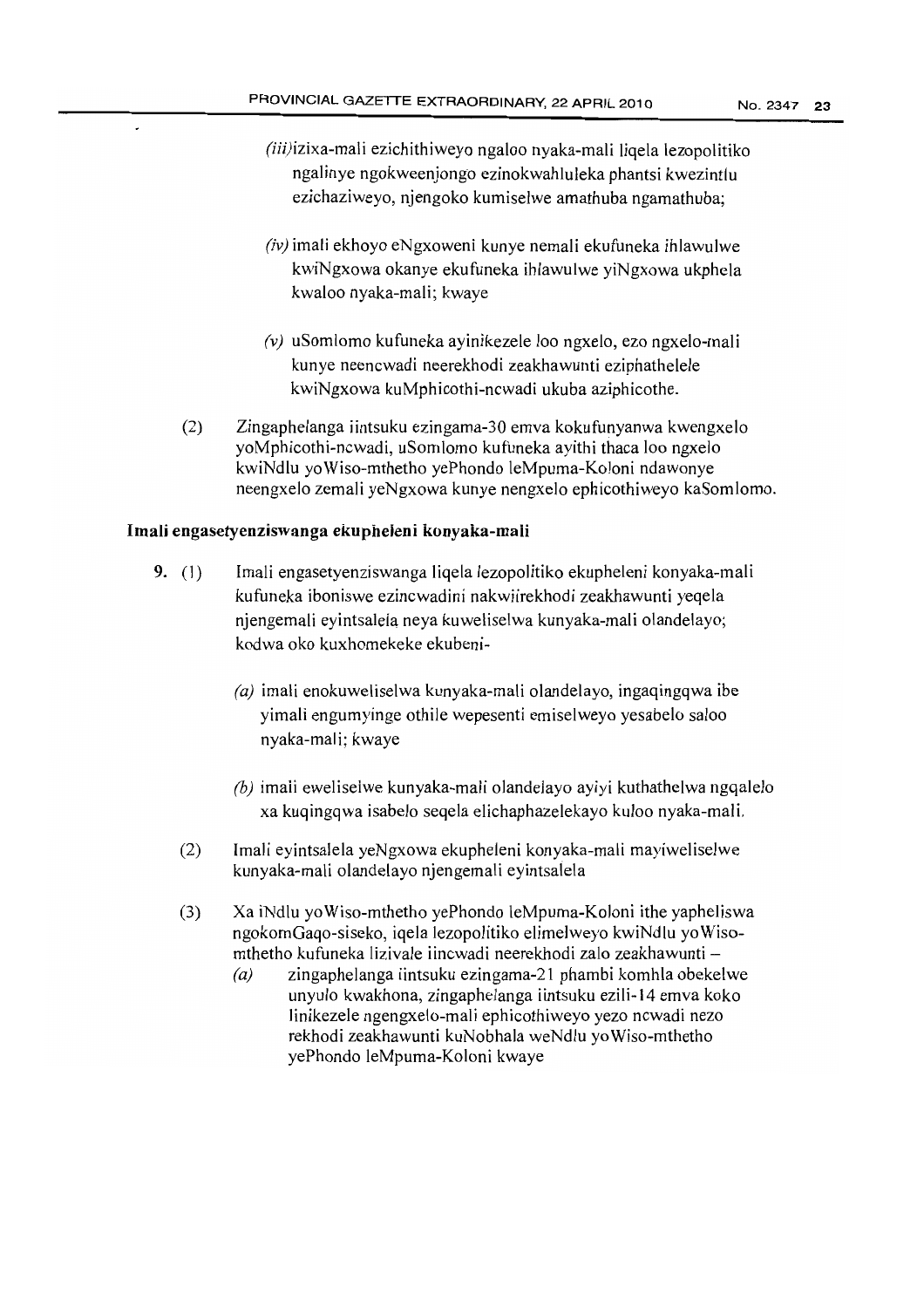*(iii)* izixa-mali ezichithiweyo ngaloo nyaka-mali liqela lezopolitiko ngalinye ngokweenjongo ezinokwahluleka phantsi kwezintlu ezichaziweyo, njengoko kumiselwe amathuba ngamathuba;

*(iv)* imali ekhoyo eNgxoweni kunye nemali ekufuneka ihlawulwe kwiNgxowa okanye ekufuneka ihlawulwe yiNgxowa ukphela kwaloo nyaka-mali; kwaye

*(v)* uSomlomo kufuneka ayinikezele loo ngxelo, ezo ngxelo-mali kunye neencwadi neerekhodi zeakhawunti eziphathelele kwiNgxowa kuMphicothi-ncwadi ukuba aziphicothe.

(2) Zingaphelanga iintsuku ezingama-30 emva kokufunyanwa kwengxelo yoMphicothi-ncwadi, uSomlomo kufuneka ayithi thaca loo ngxelo kwiNdlu yoWiso-mthetho yePhondo leMpuma-Koloni ndawonye neengxelo zemali yeNgxowa kunye nengxelo ephicothiweyo kaSomlomo.

**Imali engasetyenziswanga ekupheleni konyaka-mali**

**9.** (1) Imali engasetyenziswanga liqela lezopolitiko ekupheleni konyaka-mali kufuneka iboniswe ezincwadini nakwiirekhodi zeakhawunti yeqela njengemali eyintsalela neya kuweliselwa kunyaka-mali olandelayo; kodwa oko kuxhomekeke ekubeni-

*(a)* imali enokuweliselwa kunyaka-mali olandelayo, ingaqingqwa ibe yimali engumyinge othile wepesenti emiselweyo yesabelo saloo nyaka-mali; kwaye

*(b)* imali eweliselwe kunyaka-mali olandelayo ayiyi kuthathelwa ngqalelo xa kuqingqwa isabelo seqela elichaphazelekayo kuloo nyaka-mali.

(2) Imali eyintsalela yeNgxowa ekupheleni konyaka-mali mayiweliselwe kunyaka-mali olandelayo njengemali eyintsalela

(3) Xa iNdlu yoWiso-mthetho yePhondo leMpuma-Koloni ithe yapheliswa ngokomGaqo-siseko, iqela lezopolitiko elimelweyo kwiNdlu yoWiso-mthetho kufuneka lizivale iincwadi neerekhodi zalo zeakhawunti –

*(a)* zingaphelanga iintsuku ezingama-21 phambi komhla obekelwe unyulo kwakhona, zingaphelanga iintsuku ezili-14 emva koko linikezele ngengxelo-mali ephicothiweyo yezo ncwadi nezo rekhodi zeakhawunti kuNobhala weNdlu yoWiso-mthetho yePhondo leMpuma-Koloni kwaye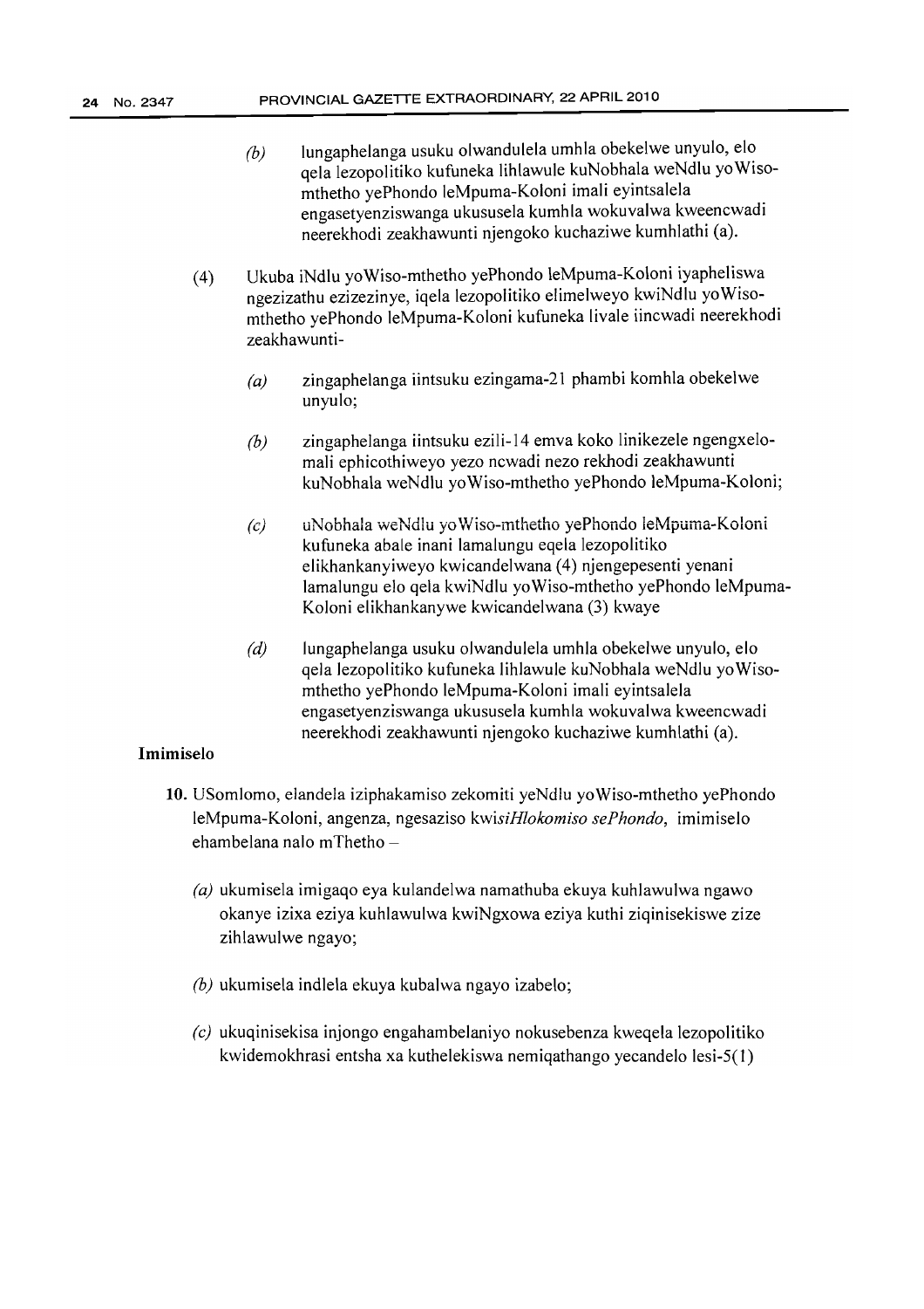(b) lungaphelanga usuku olwandulela umhla obekelwe unyulo, elo qela lezopolitiko kufuneka lihlawule kuNobhala weNdlu yoWiso-mthetho yePhondo leMpuma-Koloni imali eyintsalela engasetyenziswanga ukususela kumhla wokuvalwa kweencwadi neerekhodi zeakhawunti njengoko kuchaziwe kumhlathi (a).

(4) Ukuba iNdlu yoWiso-mthetho yePhondo leMpuma-Koloni iyapheliswa ngezizathu ezizezinye, iqela lezopolitiko elimelweyo kwiNdlu yoWiso-mthetho yePhondo leMpuma-Koloni kufuneka livale iincwadi neerekhodi zeakhawunti-

(a) zingaphelanga iintsuku ezingama-21 phambi komhla obekelwe unyulo;

(b) zingaphelanga iintsuku ezili-14 emva koko linikezele ngengxelo-mali ephicothiweyo yezo ncwadi nezo rekhodi zeakhawunti kuNobhala weNdlu yoWiso-mthetho yePhondo leMpuma-Koloni;

(c) uNobhala weNdlu yoWiso-mthetho yePhondo leMpuma-Koloni kufuneka abale inani lamalungu eqela lezopolitiko elikhankanyiweyo kwicandelwana (4) njengepesenti yenani lamalungu elo qela kwiNdlu yoWiso-mthetho yePhondo leMpuma-Koloni elikhankanywe kwicandelwana (3) kwaye

(d) lungaphelanga usuku olwandulela umhla obekelwe unyulo, elo qela lezopolitiko kufuneka lihlawule kuNobhala weNdlu yoWiso-mthetho yePhondo leMpuma-Koloni imali eyintsalela engasetyenziswanga ukususela kumhla wokuvalwa kweencwadi neerekhodi zeakhawunti njengoko kuchaziwe kumhlathi (a).

**Imimiselo**

**10.** USomlomo, elandela iziphakamiso zekomiti yeNdlu yoWiso-mthetho yePhondo leMpuma-Koloni, angenza, ngesaziso kwi*siHlokomiso sePhondo*, imimiselo ehambelana nalo mThetho –

(a) ukumisela imigaqo eya kulandelwa namathuba ekuya kuhlawulwa ngawo okanye izixa eziya kuhlawulwa kwiNgxowa eziya kuthi ziqinisekiswe zize zihlawulwe ngayo;

(b) ukumisela indlela ekuya kubalwa ngayo izabelo;

(c) ukuqinisekisa injongo engahambelaniyo nokusebenza kweqela lezopolitiko kwidemokhrasi entsha xa kuthelekiswa nemiqathango yecandelo lesi-5(1)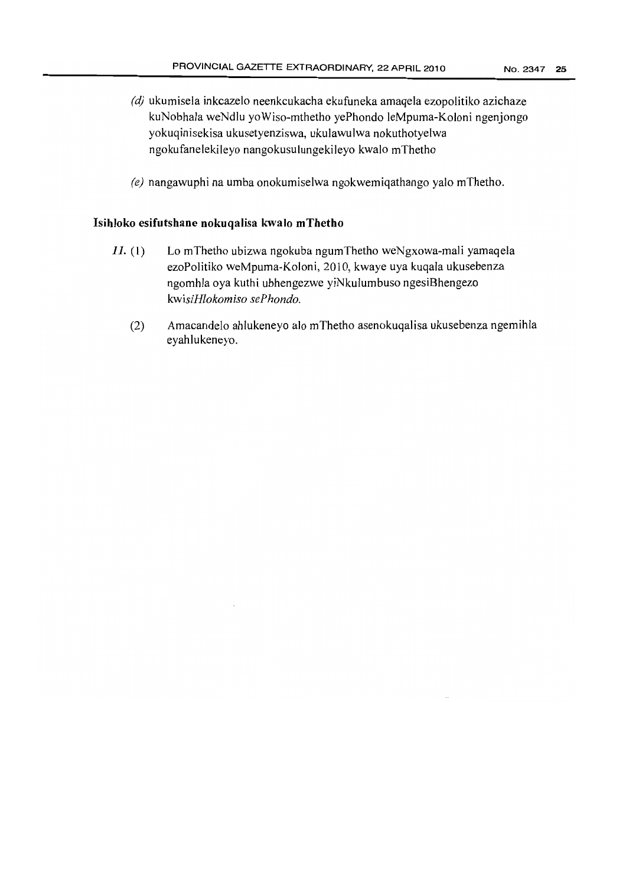*(d)* ukumisela inkcazelo neenkcukacha ekufuneka amaqela ezopolitiko azichaze kuNobhala weNdlu yoWiso-mthetho yePhondo leMpuma-Koloni ngenjongo yokuqinisekisa ukusetyenziswa, ukulawulwa nokuthotyelwa ngokufanelekileyo nangokusulungekileyo kwalo mThetho

*(e)* nangawuphi na umba onokumiselwa ngokwemiqathango yalo mThetho.

**Isihloko esifutshane nokuqalisa kwalo mThetho**

*11.* (1) Lo mThetho ubizwa ngokuba ngumThetho weNgxowa-mali yamaqela ezoPolitiko weMpuma-Koloni, 2010, kwaye uya kuqala ukusebenza ngomhla oya kuthi ubhengezwe yiNkulumbuso ngesiBhengezo kwi*siHlokomiso sePhondo.*

(2) Amacandelo ahlukeneyo alo mThetho asenokuqalisa ukusebenza ngemihla eyahlukeneyo.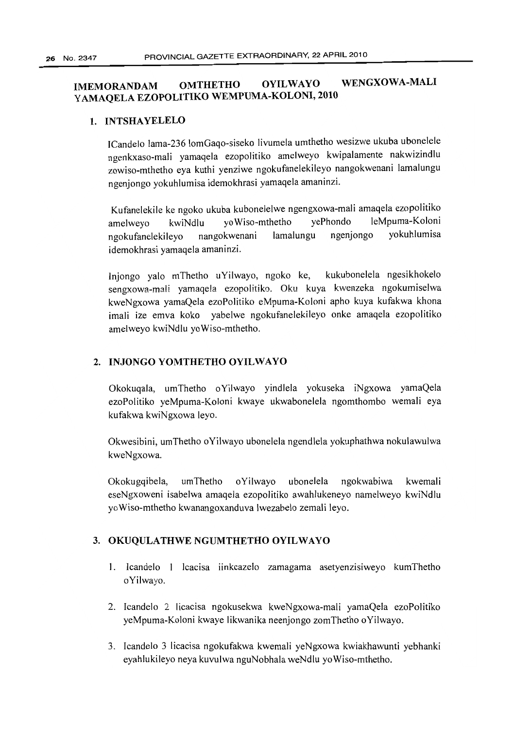# IMEMORANDAM OMTHETHO OYILWAYO WENGXOWA-MALI YAMAQELA EZOPOLITIKO WEMPUMA-KOLONI, 2010

## 1. INTSHAYELELO

ICandelo lama-236 lomGaqo-siseko livumela umthetho wesizwe ukuba ubonelele ngenkxaso-mali yamaqela ezopolitiko amelweyo kwipalamente nakwizindlu zowiso-mthetho eya kuthi yenziwe ngokufanelekileyo nangokwenani lamalungu ngenjongo yokuhlumisa idemokhrasi yamaqela amaninzi.

Kufanelekile ke ngoko ukuba kubonelelwe ngengxowa-mali amaqela ezopolitiko amelweyo kwiNdlu yoWiso-mthetho yePhondo leMpuma-Koloni ngokufanelekileyo nangokwenani lamalungu ngenjongo yokuhlumisa idemokhrasi yamaqela amaninzi.

Injongo yalo mThetho uYilwayo, ngoko ke, kukubonelela ngesikhokelo sengxowa-mali yamaqela ezopolitiko. Oku kuya kwenzeka ngokumiselwa kweNgxowa yamaQela ezoPolitiko eMpuma-Koloni apho kuya kufakwa khona imali ize emva koko yabelwe ngokufanelekileyo onke amaqela ezopolitiko amelweyo kwiNdlu yoWiso-mthetho.

## 2. INJONGO YOMTHETHO OYILWAYO

Okokuqala, umThetho oYilwayo yindlela yokuseka iNgxowa yamaQela ezoPolitiko yeMpuma-Koloni kwaye ukwabonelela ngomthombo wemali eya kufakwa kwiNgxowa leyo.

Okwesibini, umThetho oYilwayo ubonelela ngendlela yokuphathwa nokulawulwa kweNgxowa.

Okokugqibela, umThetho oYilwayo ubonelela ngokwabiwa kwemali eseNgxoweni isabelwa amaqela ezopolitiko awahlukeneyo namelweyo kwiNdlu yoWiso-mthetho kwanangoxanduva lwezabelo zemali leyo.

## 3. OKUQULATHWE NGUMTHETHO OYILWAYO

1. Icandelo 1 lcacisa iinkcazelo zamagama asetyenzisiweyo kumThetho oYilwayo.
2. Icandelo 2 licacisa ngokusekwa kweNgxowa-mali yamaQela ezoPolitiko yeMpuma-Koloni kwaye likwanika neenjongo zomThetho oYilwayo.
3. Icandelo 3 licacisa ngokufakwa kwemali yeNgxowa kwiakhawunti yebhanki eyahlukileyo neya kuvulwa nguNobhala weNdlu yoWiso-mthetho.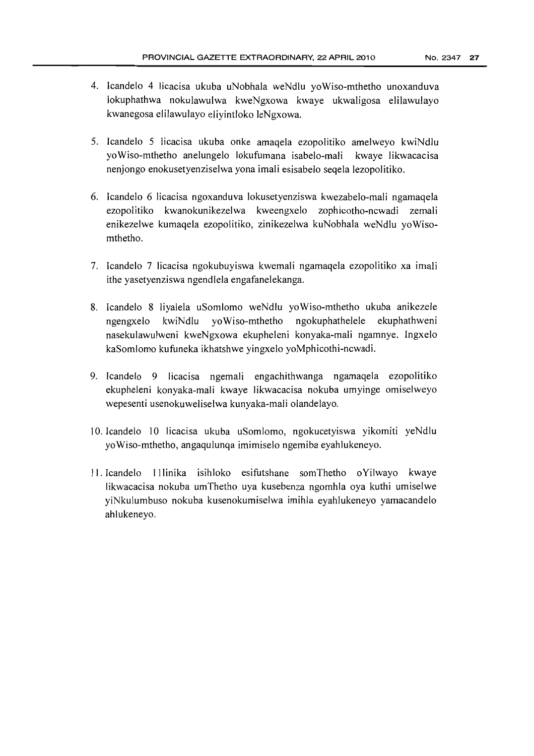4. Icandelo 4 licacisa ukuba uNobhala weNdlu yoWiso-mthetho unoxanduva lokuphathwa nokulawulwa kweNgxowa kwaye ukwaligosa elilawulayo kwanegosa elilawulayo eliyintloko leNgxowa.

5. Icandelo 5 licacisa ukuba onke amaqela ezopolitiko amelweyo kwiNdlu yoWiso-mthetho anelungelo lokufumana isabelo-mali kwaye likwacacisa nenjongo enokusetyenziselwa yona imali esisabelo seqela lezopolitiko.

6. Icandelo 6 licacisa ngoxanduva lokusetyenziswa kwezabelo-mali ngamaqela ezopolitiko kwanokunikezelwa kweengxelo zophicotho-ncwadi zemali enikezelwe kumaqela ezopolitiko, zinikezelwa kuNobhala weNdlu yoWiso-mthetho.

7. Icandelo 7 licacisa ngokubuyiswa kwemali ngamaqela ezopolitiko xa imali ithe yasetyenziswa ngendlela engafanelekanga.

8. Icandelo 8 liyalela uSomlomo weNdlu yoWiso-mthetho ukuba anikezele ngengxelo kwiNdlu yoWiso-mthetho ngokuphathelele ekuphathweni nasekulawulweni kweNgxowa ekupheleni konyaka-mali ngamnye. Ingxelo kaSomlomo kufuneka ikhatshwe yingxelo yoMphicothi-ncwadi.

9. Icandelo 9 licacisa ngemali engachithwanga ngamaqela ezopolitiko ekupheleni konyaka-mali kwaye likwacacisa nokuba umyinge omiselweyo wepesenti usenokuweliselwa kunyaka-mali olandelayo.

10. Icandelo 10 licacisa ukuba uSomlomo, ngokucetyiswa yikomiti yeNdlu yoWiso-mthetho, angaqulunqa imimiselo ngemiba eyahlukeneyo.

11. Icandelo 11linika isihloko esifutshane somThetho oYilwayo kwaye likwacacisa nokuba umThetho uya kusebenza ngomhla oya kuthi umiselwe yiNkulumbuso nokuba kusenokumiselwa imihla eyahlukeneyo yamacandelo ahlukeneyo.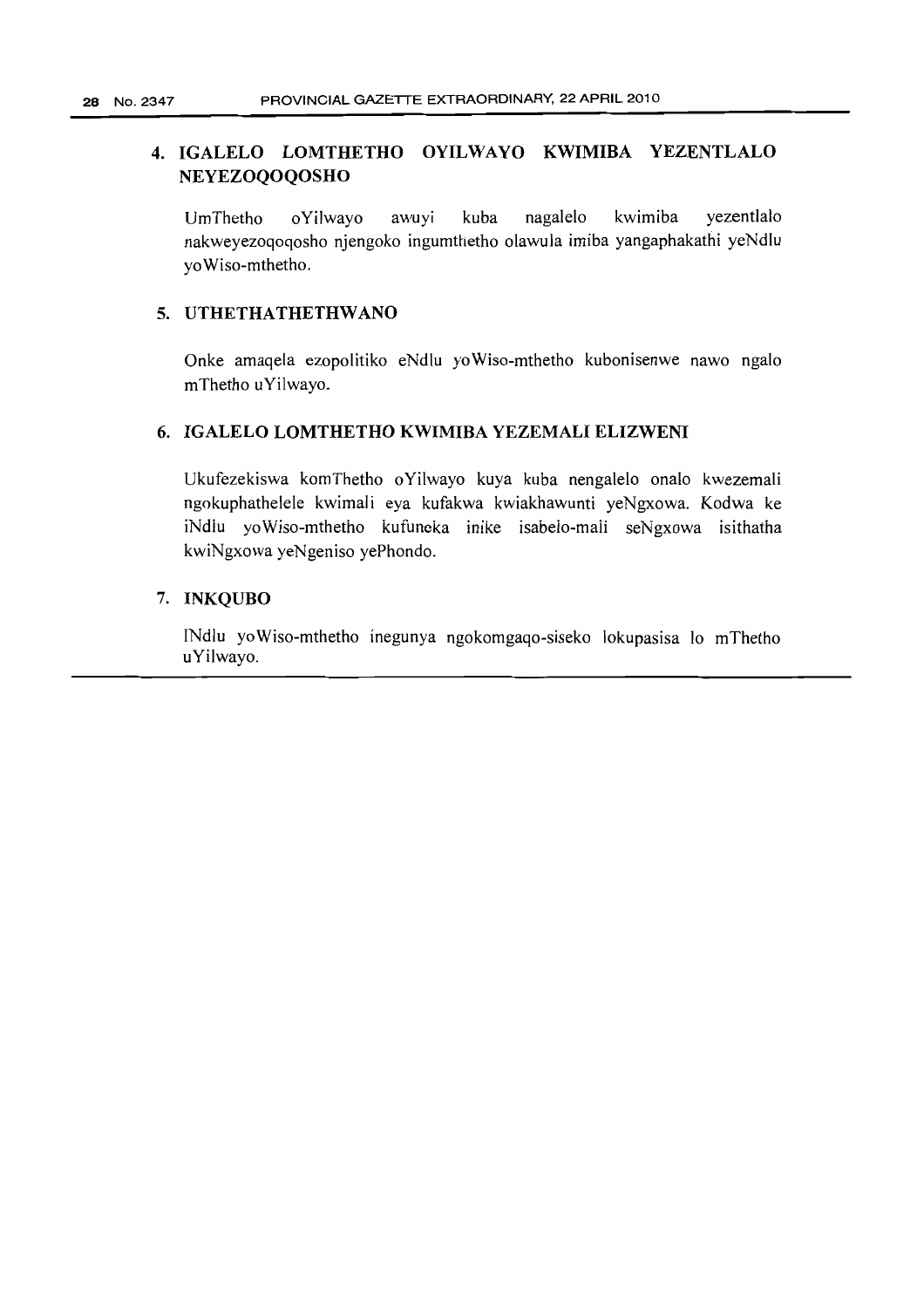## 4. IGALELO LOMTHETHO OYILWAYO KWIMIBA YEZENTLALO NEYEZOQOQOSHO

UmThetho oYilwayo awuyi kuba nagalelo kwimiba yezentlalo nakweyezoqoqosho njengoko ingumthetho olawula imiba yangaphakathi yeNdlu yoWiso-mthetho.

## 5. UTHETHATHETHWANO

Onke amaqela ezopolitiko eNdlu yoWiso-mthetho kubonisenwe nawo ngalo mThetho uYilwayo.

## 6. IGALELO LOMTHETHO KWIMIBA YEZEMALI ELIZWENI

Ukufezekiswa komThetho oYilwayo kuya kuba nengalelo onalo kwezemali ngokuphathelele kwimali eya kufakwa kwiakhawunti yeNgxowa. Kodwa ke iNdlu yoWiso-mthetho kufuneka inike isabelo-mali seNgxowa isithatha kwiNgxowa yeNgeniso yePhondo.

## 7. INKQUBO

INdlu yoWiso-mthetho inegunya ngokomgaqo-siseko lokupasisa lo mThetho uYilwayo.